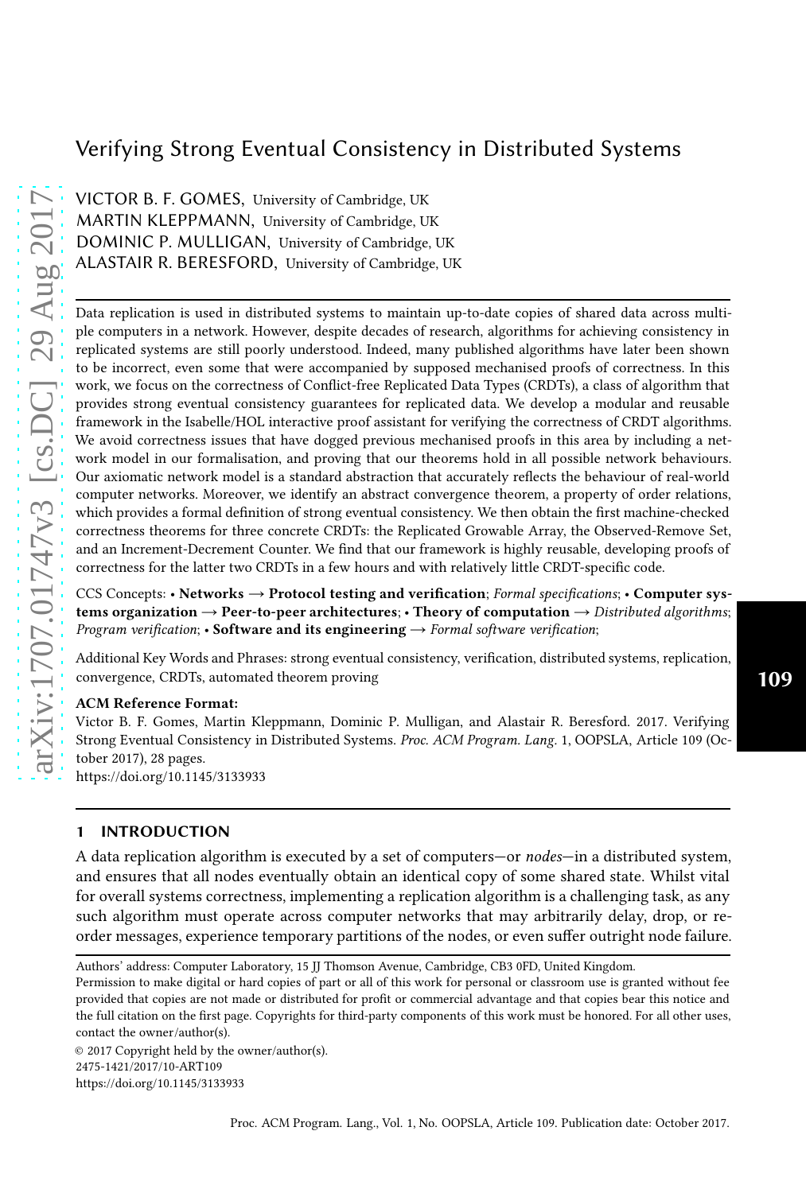# Verifying Strong Eventual Consistency in Distributed Systems

VICTOR B. F. GOMES, University of Cambridge, UK
MARTIN KLEPPMANN, University of Cambridge, UK
DOMINIC P. MULLIGAN, University of Cambridge, UK
ALASTAIR R. BERESFORD, University of Cambridge, UK

Data replication is used in distributed systems to maintain up-to-date copies of shared data across multiple computers in a network. However, despite decades of research, algorithms for achieving consistency in replicated systems are still poorly understood. Indeed, many published algorithms have later been shown to be incorrect, even some that were accompanied by supposed mechanised proofs of correctness. In this work, we focus on the correctness of Conflict-free Replicated Data Types (CRDTs), a class of algorithm that provides strong eventual consistency guarantees for replicated data. We develop a modular and reusable framework in the Isabelle/HOL interactive proof assistant for verifying the correctness of CRDT algorithms. We avoid correctness issues that have dogged previous mechanised proofs in this area by including a network model in our formalisation, and proving that our theorems hold in all possible network behaviours. Our axiomatic network model is a standard abstraction that accurately reflects the behaviour of real-world computer networks. Moreover, we identify an abstract convergence theorem, a property of order relations, which provides a formal definition of strong eventual consistency. We then obtain the first machine-checked correctness theorems for three concrete CRDTs: the Replicated Growable Array, the Observed-Remove Set, and an Increment-Decrement Counter. We find that our framework is highly reusable, developing proofs of correctness for the latter two CRDTs in a few hours and with relatively little CRDT-specific code.

CCS Concepts: • **Networks → Protocol testing and verification**; *Formal specifications*; • **Computer systems organization → Peer-to-peer architectures**; • **Theory of computation →** *Distributed algorithms*; *Program verification*; • **Software and its engineering →** *Formal software verification*;

Additional Key Words and Phrases: strong eventual consistency, verification, distributed systems, replication, convergence, CRDTs, automated theorem proving

**ACM Reference Format:**
Victor B. F. Gomes, Martin Kleppmann, Dominic P. Mulligan, and Alastair R. Beresford. 2017. Verifying Strong Eventual Consistency in Distributed Systems. *Proc. ACM Program. Lang.* 1, OOPSLA, Article 109 (October 2017), 28 pages.
https://doi.org/10.1145/3133933

## 1 INTRODUCTION

A data replication algorithm is executed by a set of computers—or *nodes*—in a distributed system, and ensures that all nodes eventually obtain an identical copy of some shared state. Whilst vital for overall systems correctness, implementing a replication algorithm is a challenging task, as any such algorithm must operate across computer networks that may arbitrarily delay, drop, or reorder messages, experience temporary partitions of the nodes, or even suffer outright node failure.

Authors' address: Computer Laboratory, 15 JJ Thomson Avenue, Cambridge, CB3 0FD, United Kingdom.
Permission to make digital or hard copies of part or all of this work for personal or classroom use is granted without fee provided that copies are not made or distributed for profit or commercial advantage and that copies bear this notice and the full citation on the first page. Copyrights for third-party components of this work must be honored. For all other uses, contact the owner/author(s).
© 2017 Copyright held by the owner/author(s).
2475-1421/2017/10-ART109
https://doi.org/10.1145/3133933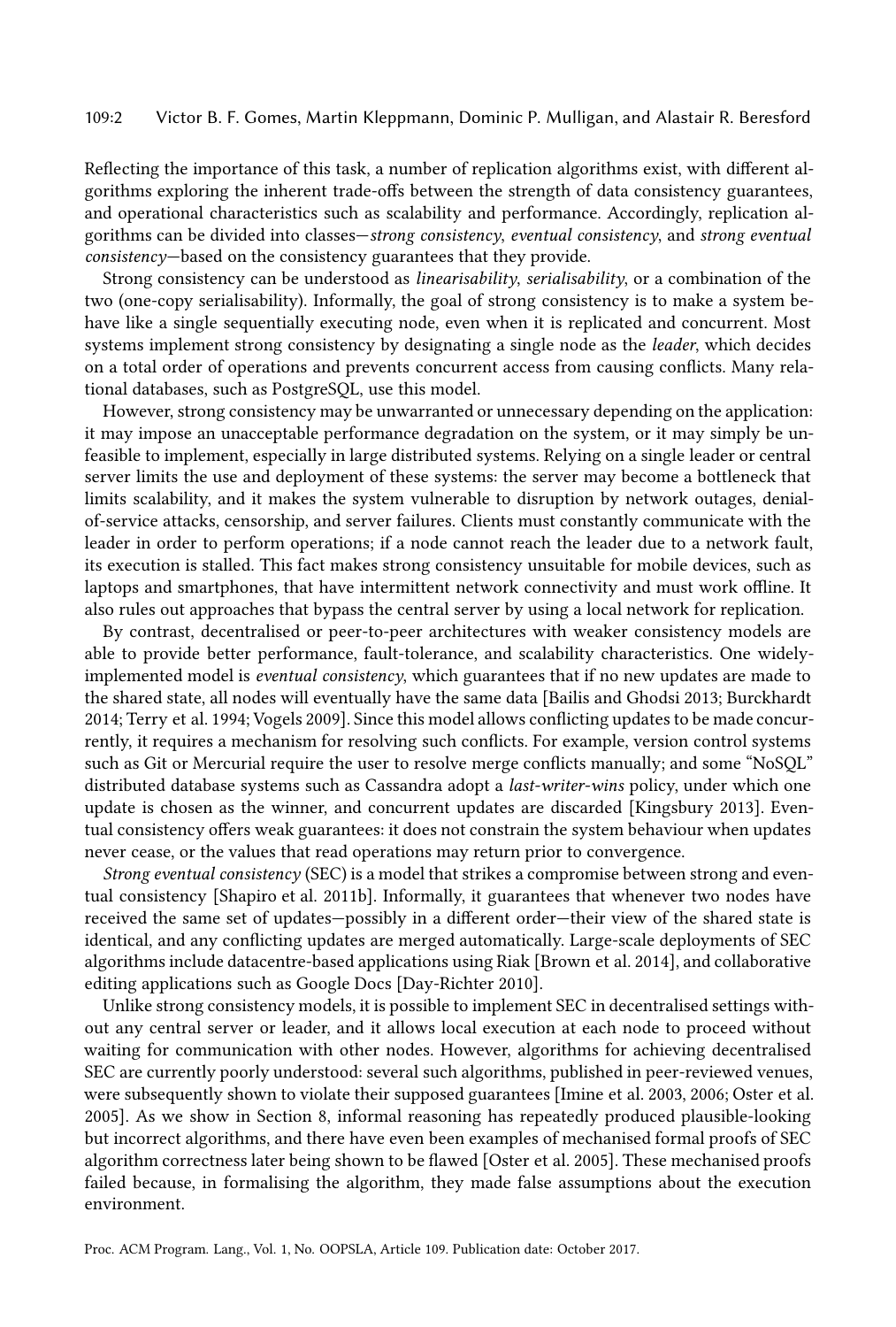Reflecting the importance of this task, a number of replication algorithms exist, with different algorithms exploring the inherent trade-offs between the strength of data consistency guarantees, and operational characteristics such as scalability and performance. Accordingly, replication algorithms can be divided into classes—*strong consistency*, *eventual consistency*, and *strong eventual consistency*—based on the consistency guarantees that they provide.

Strong consistency can be understood as *linearisability*, *serialisability*, or a combination of the two (one-copy serialisability). Informally, the goal of strong consistency is to make a system behave like a single sequentially executing node, even when it is replicated and concurrent. Most systems implement strong consistency by designating a single node as the *leader*, which decides on a total order of operations and prevents concurrent access from causing conflicts. Many relational databases, such as PostgreSQL, use this model.

However, strong consistency may be unwarranted or unnecessary depending on the application: it may impose an unacceptable performance degradation on the system, or it may simply be unfeasible to implement, especially in large distributed systems. Relying on a single leader or central server limits the use and deployment of these systems: the server may become a bottleneck that limits scalability, and it makes the system vulnerable to disruption by network outages, denial-of-service attacks, censorship, and server failures. Clients must constantly communicate with the leader in order to perform operations; if a node cannot reach the leader due to a network fault, its execution is stalled. This fact makes strong consistency unsuitable for mobile devices, such as laptops and smartphones, that have intermittent network connectivity and must work offline. It also rules out approaches that bypass the central server by using a local network for replication.

By contrast, decentralised or peer-to-peer architectures with weaker consistency models are able to provide better performance, fault-tolerance, and scalability characteristics. One widely-implemented model is *eventual consistency*, which guarantees that if no new updates are made to the shared state, all nodes will eventually have the same data [Bailis and Ghodsi 2013; Burckhardt 2014; Terry et al. 1994; Vogels 2009]. Since this model allows conflicting updates to be made concurrently, it requires a mechanism for resolving such conflicts. For example, version control systems such as Git or Mercurial require the user to resolve merge conflicts manually; and some "NoSQL" distributed database systems such as Cassandra adopt a *last-writer-wins* policy, under which one update is chosen as the winner, and concurrent updates are discarded [Kingsbury 2013]. Eventual consistency offers weak guarantees: it does not constrain the system behaviour when updates never cease, or the values that read operations may return prior to convergence.

*Strong eventual consistency* (SEC) is a model that strikes a compromise between strong and eventual consistency [Shapiro et al. 2011b]. Informally, it guarantees that whenever two nodes have received the same set of updates—possibly in a different order—their view of the shared state is identical, and any conflicting updates are merged automatically. Large-scale deployments of SEC algorithms include datacentre-based applications using Riak [Brown et al. 2014], and collaborative editing applications such as Google Docs [Day-Richter 2010].

Unlike strong consistency models, it is possible to implement SEC in decentralised settings without any central server or leader, and it allows local execution at each node to proceed without waiting for communication with other nodes. However, algorithms for achieving decentralised SEC are currently poorly understood: several such algorithms, published in peer-reviewed venues, were subsequently shown to violate their supposed guarantees [Imine et al. 2003, 2006; Oster et al. 2005]. As we show in Section 8, informal reasoning has repeatedly produced plausible-looking but incorrect algorithms, and there have even been examples of mechanised formal proofs of SEC algorithm correctness later being shown to be flawed [Oster et al. 2005]. These mechanised proofs failed because, in formalising the algorithm, they made false assumptions about the execution environment.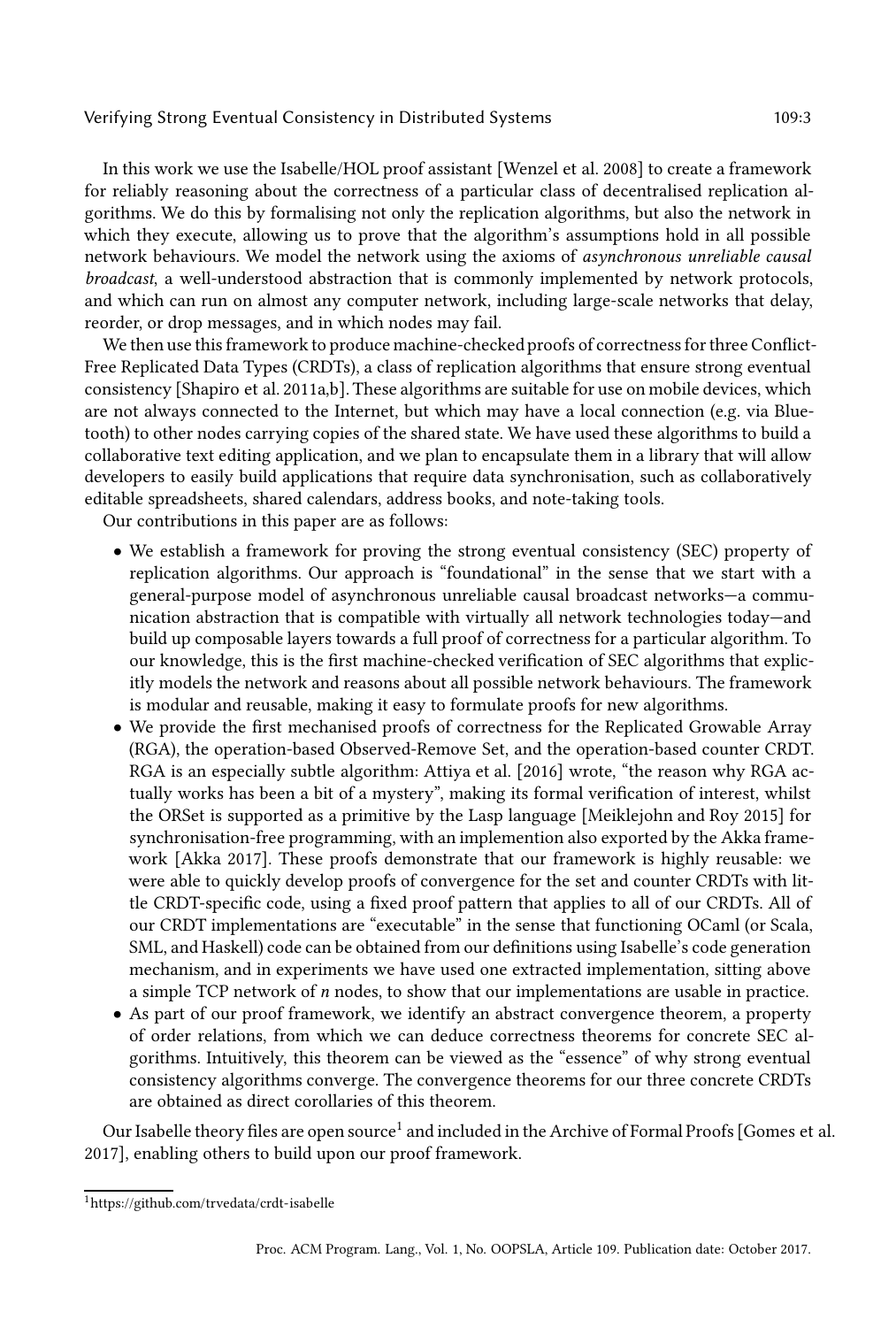In this work we use the Isabelle/HOL proof assistant [Wenzel et al. 2008] to create a framework for reliably reasoning about the correctness of a particular class of decentralised replication algorithms. We do this by formalising not only the replication algorithms, but also the network in which they execute, allowing us to prove that the algorithm's assumptions hold in all possible network behaviours. We model the network using the axioms of *asynchronous unreliable causal broadcast*, a well-understood abstraction that is commonly implemented by network protocols, and which can run on almost any computer network, including large-scale networks that delay, reorder, or drop messages, and in which nodes may fail.

We then use this framework to produce machine-checked proofs of correctness for three Conflict-Free Replicated Data Types (CRDTs), a class of replication algorithms that ensure strong eventual consistency [Shapiro et al. 2011a,b]. These algorithms are suitable for use on mobile devices, which are not always connected to the Internet, but which may have a local connection (e.g. via Bluetooth) to other nodes carrying copies of the shared state. We have used these algorithms to build a collaborative text editing application, and we plan to encapsulate them in a library that will allow developers to easily build applications that require data synchronisation, such as collaboratively editable spreadsheets, shared calendars, address books, and note-taking tools.

Our contributions in this paper are as follows:

- We establish a framework for proving the strong eventual consistency (SEC) property of replication algorithms. Our approach is "foundational" in the sense that we start with a general-purpose model of asynchronous unreliable causal broadcast networks—a communication abstraction that is compatible with virtually all network technologies today—and build up composable layers towards a full proof of correctness for a particular algorithm. To our knowledge, this is the first machine-checked verification of SEC algorithms that explicitly models the network and reasons about all possible network behaviours. The framework is modular and reusable, making it easy to formulate proofs for new algorithms.
- We provide the first mechanised proofs of correctness for the Replicated Growable Array (RGA), the operation-based Observed-Remove Set, and the operation-based counter CRDT. RGA is an especially subtle algorithm: Attiya et al. [2016] wrote, "the reason why RGA actually works has been a bit of a mystery", making its formal verification of interest, whilst the ORSet is supported as a primitive by the Lasp language [Meiklejohn and Roy 2015] for synchronisation-free programming, with an implemention also exported by the Akka framework [Akka 2017]. These proofs demonstrate that our framework is highly reusable: we were able to quickly develop proofs of convergence for the set and counter CRDTs with little CRDT-specific code, using a fixed proof pattern that applies to all of our CRDTs. All of our CRDT implementations are "executable" in the sense that functioning OCaml (or Scala, SML, and Haskell) code can be obtained from our definitions using Isabelle's code generation mechanism, and in experiments we have used one extracted implementation, sitting above a simple TCP network of $n$ nodes, to show that our implementations are usable in practice.
- As part of our proof framework, we identify an abstract convergence theorem, a property of order relations, from which we can deduce correctness theorems for concrete SEC algorithms. Intuitively, this theorem can be viewed as the "essence" of why strong eventual consistency algorithms converge. The convergence theorems for our three concrete CRDTs are obtained as direct corollaries of this theorem.

Our Isabelle theory files are open source[1] and included in the Archive of Formal Proofs [Gomes et al. 2017], enabling others to build upon our proof framework.

[1] https://github.com/trvedata/crdt-isabelle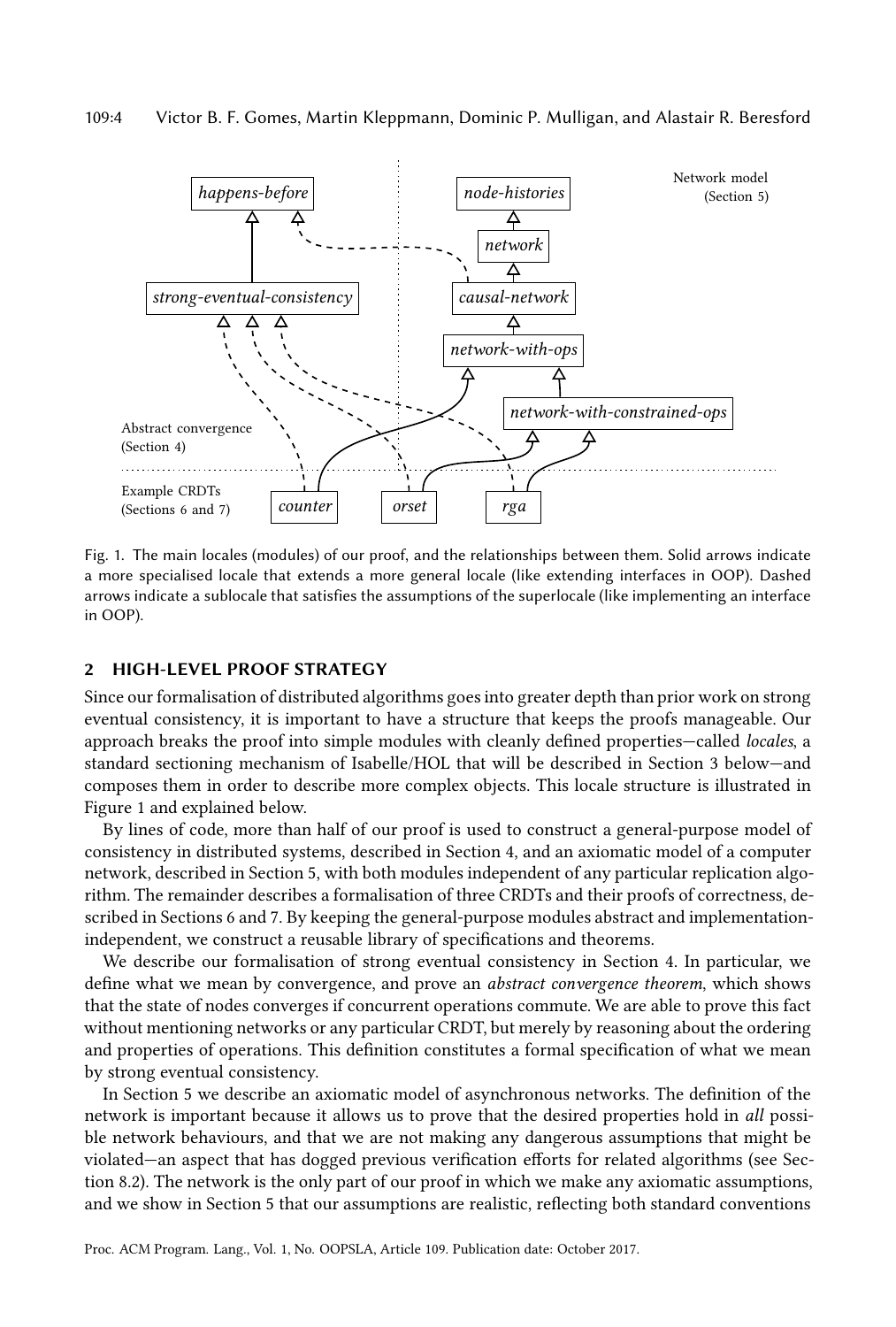Fig. 1. The main locales (modules) of our proof, and the relationships between them. Solid arrows indicate a more specialised locale that extends a more general locale (like extending interfaces in OOP). Dashed arrows indicate a sublocale that satisfies the assumptions of the superlocale (like implementing an interface in OOP).

## 2 HIGH-LEVEL PROOF STRATEGY

Since our formalisation of distributed algorithms goes into greater depth than prior work on strong eventual consistency, it is important to have a structure that keeps the proofs manageable. Our approach breaks the proof into simple modules with cleanly defined properties—called *locales*, a standard sectioning mechanism of Isabelle/HOL that will be described in Section 3 below—and composes them in order to describe more complex objects. This locale structure is illustrated in Figure 1 and explained below.

By lines of code, more than half of our proof is used to construct a general-purpose model of consistency in distributed systems, described in Section 4, and an axiomatic model of a computer network, described in Section 5, with both modules independent of any particular replication algorithm. The remainder describes a formalisation of three CRDTs and their proofs of correctness, described in Sections 6 and 7. By keeping the general-purpose modules abstract and implementation-independent, we construct a reusable library of specifications and theorems.

We describe our formalisation of strong eventual consistency in Section 4. In particular, we define what we mean by convergence, and prove an *abstract convergence theorem*, which shows that the state of nodes converges if concurrent operations commute. We are able to prove this fact without mentioning networks or any particular CRDT, but merely by reasoning about the ordering and properties of operations. This definition constitutes a formal specification of what we mean by strong eventual consistency.

In Section 5 we describe an axiomatic model of asynchronous networks. The definition of the network is important because it allows us to prove that the desired properties hold in *all* possible network behaviours, and that we are not making any dangerous assumptions that might be violated—an aspect that has dogged previous verification efforts for related algorithms (see Section 8.2). The network is the only part of our proof in which we make any axiomatic assumptions, and we show in Section 5 that our assumptions are realistic, reflecting both standard conventions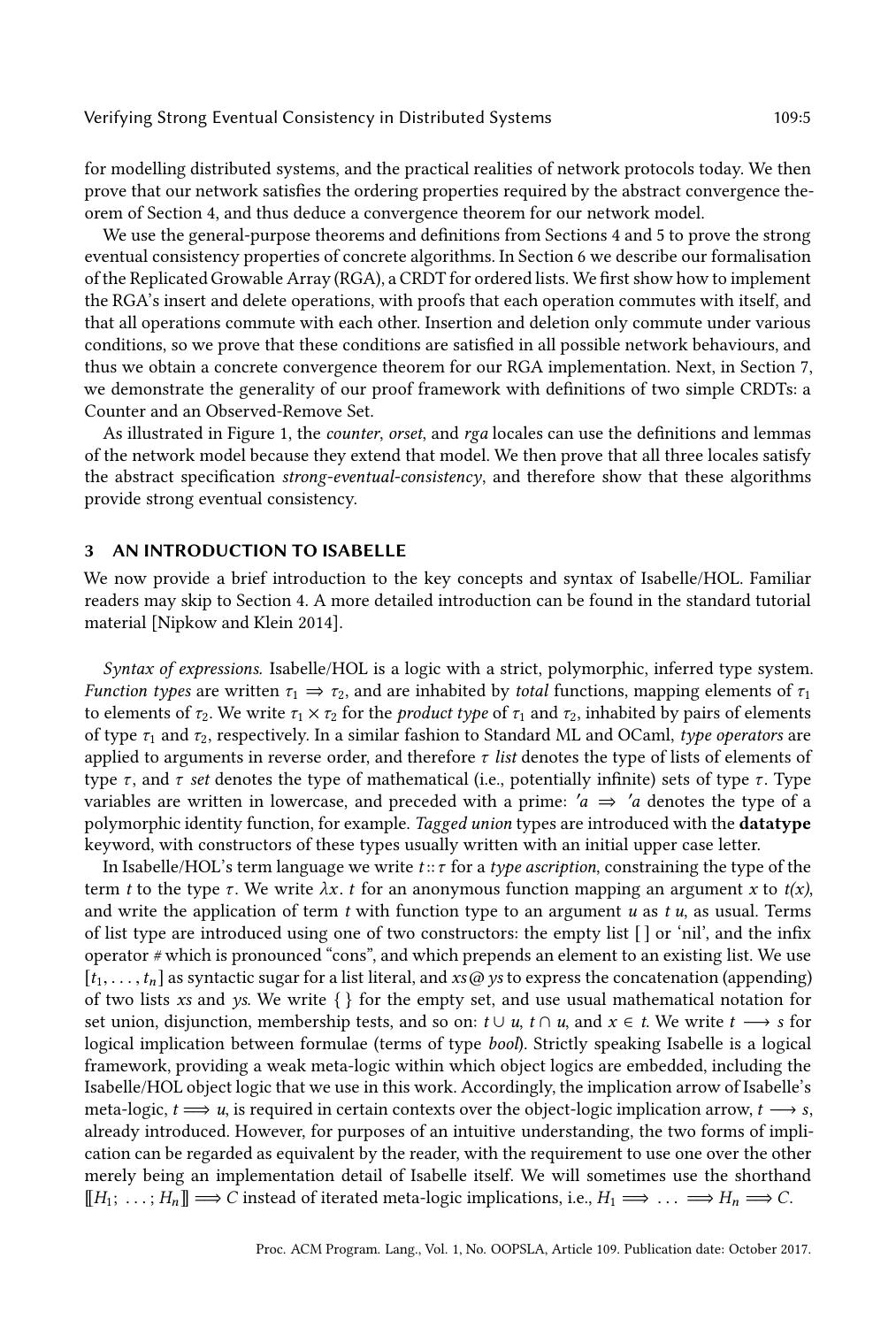for modelling distributed systems, and the practical realities of network protocols today. We then prove that our network satisfies the ordering properties required by the abstract convergence theorem of Section 4, and thus deduce a convergence theorem for our network model.

We use the general-purpose theorems and definitions from Sections 4 and 5 to prove the strong eventual consistency properties of concrete algorithms. In Section 6 we describe our formalisation of the Replicated Growable Array (RGA), a CRDT for ordered lists. We first show how to implement the RGA's insert and delete operations, with proofs that each operation commutes with itself, and that all operations commute with each other. Insertion and deletion only commute under various conditions, so we prove that these conditions are satisfied in all possible network behaviours, and thus we obtain a concrete convergence theorem for our RGA implementation. Next, in Section 7, we demonstrate the generality of our proof framework with definitions of two simple CRDTs: a Counter and an Observed-Remove Set.

As illustrated in Figure 1, the *counter*, *orset*, and *rga* locales can use the definitions and lemmas of the network model because they extend that model. We then prove that all three locales satisfy the abstract specification *strong-eventual-consistency*, and therefore show that these algorithms provide strong eventual consistency.

## 3 AN INTRODUCTION TO ISABELLE

We now provide a brief introduction to the key concepts and syntax of Isabelle/HOL. Familiar readers may skip to Section 4. A more detailed introduction can be found in the standard tutorial material [Nipkow and Klein 2014].

*Syntax of expressions.* Isabelle/HOL is a logic with a strict, polymorphic, inferred type system. *Function types* are written $\tau_1 \Rightarrow \tau_2$, and are inhabited by *total* functions, mapping elements of $\tau_1$ to elements of $\tau_2$. We write $\tau_1 \times \tau_2$ for the *product type* of $\tau_1$ and $\tau_2$, inhabited by pairs of elements of type $\tau_1$ and $\tau_2$, respectively. In a similar fashion to Standard ML and OCaml, *type operators* are applied to arguments in reverse order, and therefore $\tau$ *list* denotes the type of lists of elements of type $\tau$, and $\tau$ *set* denotes the type of mathematical (i.e., potentially infinite) sets of type $\tau$. Type variables are written in lowercase, and preceded with a prime: $'a \Rightarrow 'a$ denotes the type of a polymorphic identity function, for example. *Tagged union* types are introduced with the **datatype** keyword, with constructors of these types usually written with an initial upper case letter.

In Isabelle/HOL's term language we write $t :: \tau$ for a *type ascription*, constraining the type of the term $t$ to the type $\tau$. We write $\lambda x.\ t$ for an anonymous function mapping an argument $x$ to $t(x)$, and write the application of term $t$ with function type to an argument $u$ as $t\ u$, as usual. Terms of list type are introduced using one of two constructors: the empty list [ ] or 'nil', and the infix operator # which is pronounced "cons", and which prepends an element to an existing list. We use $[t_1, \ldots, t_n]$ as syntactic sugar for a list literal, and $xs\,@\,ys$ to express the concatenation (appending) of two lists $xs$ and $ys$. We write { } for the empty set, and use usual mathematical notation for set union, disjunction, membership tests, and so on: $t \cup u$, $t \cap u$, and $x \in t$. We write $t \longrightarrow s$ for logical implication between formulae (terms of type *bool*). Strictly speaking Isabelle is a logical framework, providing a weak meta-logic within which object logics are embedded, including the Isabelle/HOL object logic that we use in this work. Accordingly, the implication arrow of Isabelle's meta-logic, $t \Longrightarrow u$, is required in certain contexts over the object-logic implication arrow, $t \longrightarrow s$, already introduced. However, for purposes of an intuitive understanding, the two forms of implication can be regarded as equivalent by the reader, with the requirement to use one over the other merely being an implementation detail of Isabelle itself. We will sometimes use the shorthand $[\![H_1; \ldots; H_n]\!] \Longrightarrow C$ instead of iterated meta-logic implications, i.e., $H_1 \Longrightarrow \ldots \Longrightarrow H_n \Longrightarrow C$.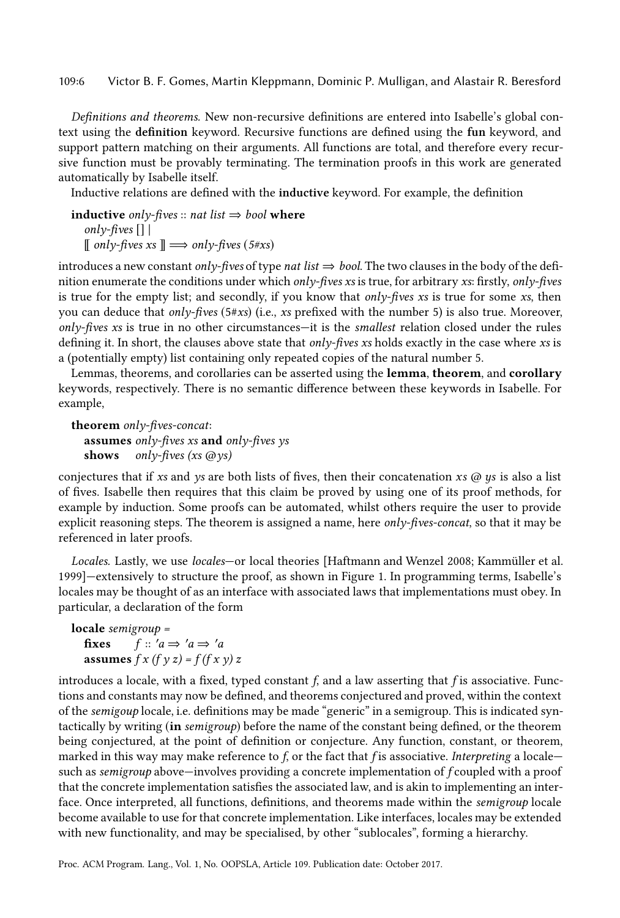*Definitions and theorems.* New non-recursive definitions are entered into Isabelle's global context using the **definition** keyword. Recursive functions are defined using the **fun** keyword, and support pattern matching on their arguments. All functions are total, and therefore every recursive function must be provably terminating. The termination proofs in this work are generated automatically by Isabelle itself.

Inductive relations are defined with the **inductive** keyword. For example, the definition

```
inductive only-fives :: nat list ⇒ bool where
  only-fives [] |
  ⟦ only-fives xs ⟧ ⟹ only-fives (5#xs)
```

introduces a new constant *only-fives* of type *nat list* ⇒ *bool*. The two clauses in the body of the definition enumerate the conditions under which *only-fives xs* is true, for arbitrary *xs*: firstly, *only-fives* is true for the empty list; and secondly, if you know that *only-fives xs* is true for some *xs*, then you can deduce that *only-fives* (5#*xs*) (i.e., *xs* prefixed with the number 5) is also true. Moreover, *only-fives xs* is true in no other circumstances—it is the *smallest* relation closed under the rules defining it. In short, the clauses above state that *only-fives xs* holds exactly in the case where *xs* is a (potentially empty) list containing only repeated copies of the natural number 5.

Lemmas, theorems, and corollaries can be asserted using the **lemma**, **theorem**, and **corollary** keywords, respectively. There is no semantic difference between these keywords in Isabelle. For example,

```
theorem only-fives-concat:
  assumes only-fives xs and only-fives ys
  shows   only-fives (xs @ ys)
```

conjectures that if *xs* and *ys* are both lists of fives, then their concatenation *xs* @ *ys* is also a list of fives. Isabelle then requires that this claim be proved by using one of its proof methods, for example by induction. Some proofs can be automated, whilst others require the user to provide explicit reasoning steps. The theorem is assigned a name, here *only-fives-concat*, so that it may be referenced in later proofs.

*Locales.* Lastly, we use *locales*—or local theories [Haftmann and Wenzel 2008; Kammüller et al. 1999]—extensively to structure the proof, as shown in Figure 1. In programming terms, Isabelle's locales may be thought of as an interface with associated laws that implementations must obey. In particular, a declaration of the form

```
locale semigroup =
  fixes   f :: 'a ⇒ 'a ⇒ 'a
  assumes f x (f y z) = f (f x y) z
```

introduces a locale, with a fixed, typed constant *f*, and a law asserting that *f* is associative. Functions and constants may now be defined, and theorems conjectured and proved, within the context of the *semigoup* locale, i.e. definitions may be made "generic" in a semigroup. This is indicated syntactically by writing (**in** *semigroup*) before the name of the constant being defined, or the theorem being conjectured, at the point of definition or conjecture. Any function, constant, or theorem, marked in this way may make reference to *f*, or the fact that *f* is associative. *Interpreting* a locale—such as *semigroup* above—involves providing a concrete implementation of *f* coupled with a proof that the concrete implementation satisfies the associated law, and is akin to implementing an interface. Once interpreted, all functions, definitions, and theorems made within the *semigroup* locale become available to use for that concrete implementation. Like interfaces, locales may be extended with new functionality, and may be specialised, by other "sublocales", forming a hierarchy.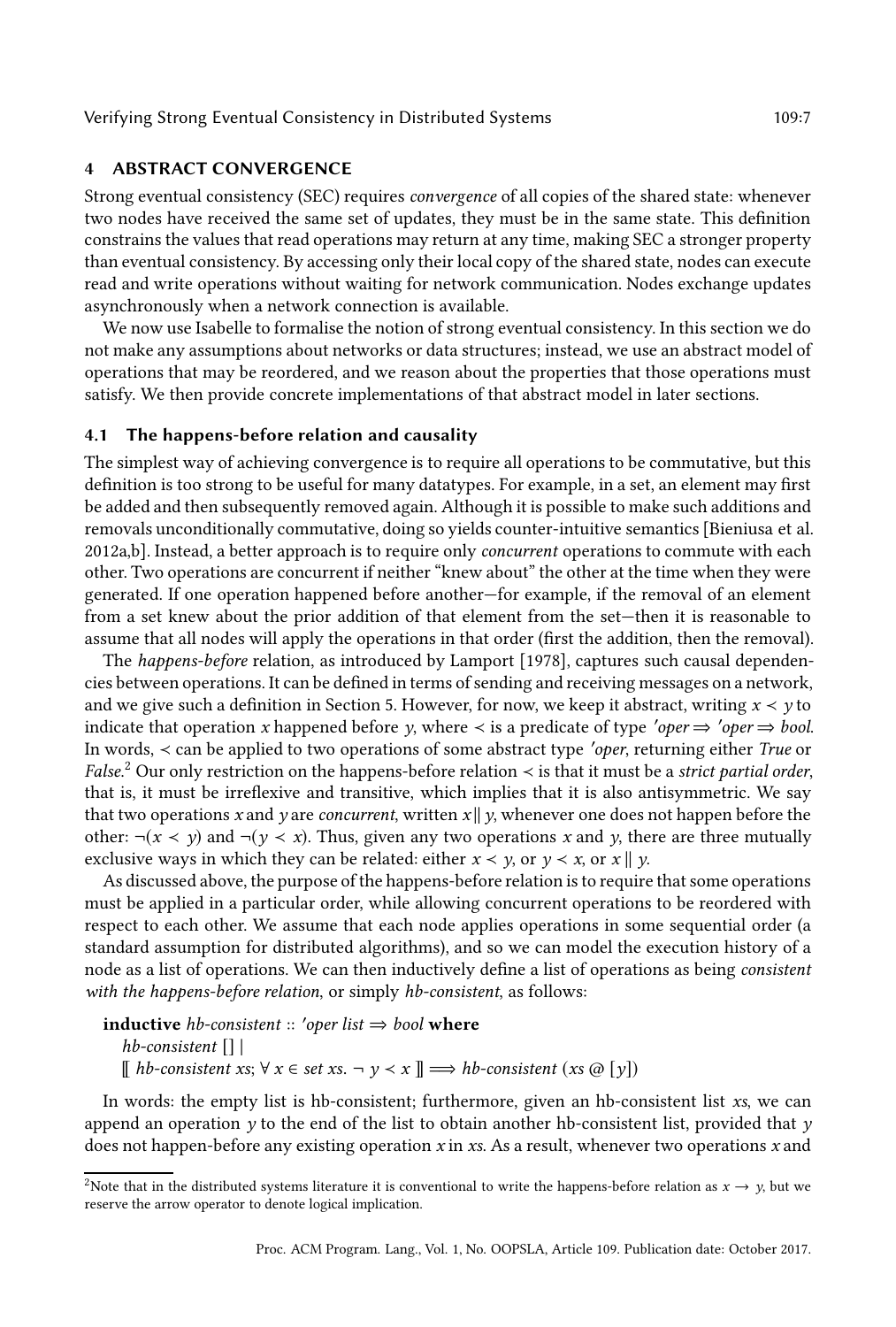## 4 ABSTRACT CONVERGENCE

Strong eventual consistency (SEC) requires *convergence* of all copies of the shared state: whenever two nodes have received the same set of updates, they must be in the same state. This definition constrains the values that read operations may return at any time, making SEC a stronger property than eventual consistency. By accessing only their local copy of the shared state, nodes can execute read and write operations without waiting for network communication. Nodes exchange updates asynchronously when a network connection is available.

We now use Isabelle to formalise the notion of strong eventual consistency. In this section we do not make any assumptions about networks or data structures; instead, we use an abstract model of operations that may be reordered, and we reason about the properties that those operations must satisfy. We then provide concrete implementations of that abstract model in later sections.

### 4.1 The happens-before relation and causality

The simplest way of achieving convergence is to require all operations to be commutative, but this definition is too strong to be useful for many datatypes. For example, in a set, an element may first be added and then subsequently removed again. Although it is possible to make such additions and removals unconditionally commutative, doing so yields counter-intuitive semantics [Bieniusa et al. 2012a,b]. Instead, a better approach is to require only *concurrent* operations to commute with each other. Two operations are concurrent if neither "knew about" the other at the time when they were generated. If one operation happened before another—for example, if the removal of an element from a set knew about the prior addition of that element from the set—then it is reasonable to assume that all nodes will apply the operations in that order (first the addition, then the removal).

The *happens-before* relation, as introduced by Lamport [1978], captures such causal dependencies between operations. It can be defined in terms of sending and receiving messages on a network, and we give such a definition in Section 5. However, for now, we keep it abstract, writing $x \prec y$ to indicate that operation $x$ happened before $y$, where $\prec$ is a predicate of type $'oper \Rightarrow {'oper} \Rightarrow bool$. In words, $\prec$ can be applied to two operations of some abstract type $'oper$, returning either *True* or *False*.[2] Our only restriction on the happens-before relation $\prec$ is that it must be a *strict partial order*, that is, it must be irreflexive and transitive, which implies that it is also antisymmetric. We say that two operations $x$ and $y$ are *concurrent*, written $x \parallel y$, whenever one does not happen before the other: $\neg(x \prec y)$ and $\neg(y \prec x)$. Thus, given any two operations $x$ and $y$, there are three mutually exclusive ways in which they can be related: either $x \prec y$, or $y \prec x$, or $x \parallel y$.

As discussed above, the purpose of the happens-before relation is to require that some operations must be applied in a particular order, while allowing concurrent operations to be reordered with respect to each other. We assume that each node applies operations in some sequential order (a standard assumption for distributed algorithms), and so we can model the execution history of a node as a list of operations. We can then inductively define a list of operations as being *consistent with the happens-before relation*, or simply *hb-consistent*, as follows:

```
inductive hb-consistent :: 'oper list ⇒ bool where
  hb-consistent [] |
  ⟦ hb-consistent xs; ∀ x ∈ set xs. ¬ y ≺ x ⟧ ⟹ hb-consistent (xs @ [y])
```

In words: the empty list is hb-consistent; furthermore, given an hb-consistent list *xs*, we can append an operation $y$ to the end of the list to obtain another hb-consistent list, provided that $y$ does not happen-before any existing operation $x$ in *xs*. As a result, whenever two operations $x$ and

[2] Note that in the distributed systems literature it is conventional to write the happens-before relation as $x \rightarrow y$, but we reserve the arrow operator to denote logical implication.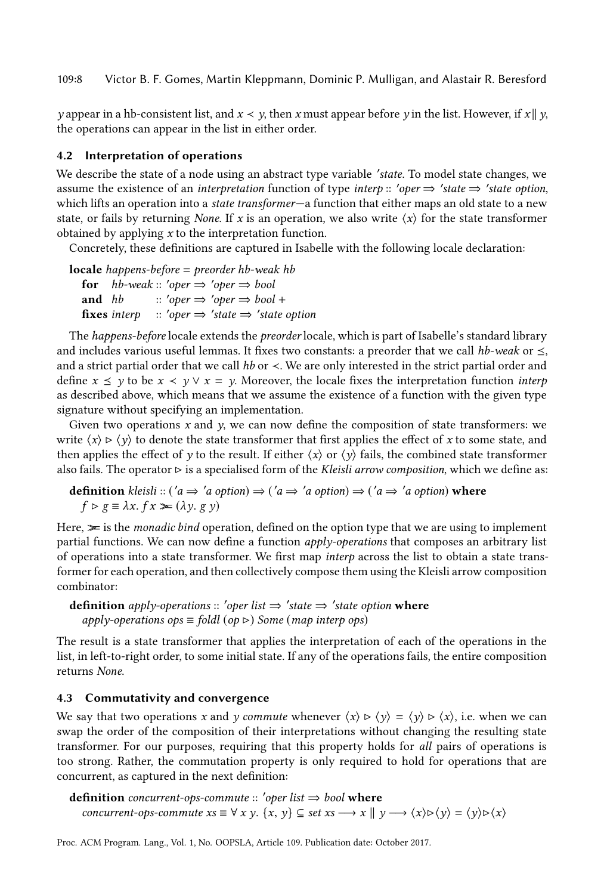$y$ appear in a hb-consistent list, and $x \prec y$, then $x$ must appear before $y$ in the list. However, if $x \parallel y$, the operations can appear in the list in either order.

### 4.2 Interpretation of operations

We describe the state of a node using an abstract type variable *'state*. To model state changes, we assume the existence of an *interpretation* function of type *interp* :: *'oper* ⇒ *'state* ⇒ *'state option*, which lifts an operation into a *state transformer*—a function that either maps an old state to a new state, or fails by returning *None*. If $x$ is an operation, we also write $\langle x \rangle$ for the state transformer obtained by applying $x$ to the interpretation function.

Concretely, these definitions are captured in Isabelle with the following locale declaration:

```
locale happens-before = preorder hb-weak hb
  for   hb-weak :: 'oper ⇒ 'oper ⇒ bool
  and   hb      :: 'oper ⇒ 'oper ⇒ bool +
  fixes interp  :: 'oper ⇒ 'state ⇒ 'state option
```

The *happens-before* locale extends the *preorder* locale, which is part of Isabelle's standard library and includes various useful lemmas. It fixes two constants: a preorder that we call *hb-weak* or $\preceq$, and a strict partial order that we call *hb* or $\prec$. We are only interested in the strict partial order and define $x \preceq y$ to be $x \prec y \lor x = y$. Moreover, the locale fixes the interpretation function *interp* as described above, which means that we assume the existence of a function with the given type signature without specifying an implementation.

Given two operations $x$ and $y$, we can now define the composition of state transformers: we write $\langle x \rangle \triangleright \langle y \rangle$ to denote the state transformer that first applies the effect of $x$ to some state, and then applies the effect of $y$ to the result. If either $\langle x \rangle$ or $\langle y \rangle$ fails, the combined state transformer also fails. The operator $\triangleright$ is a specialised form of the *Kleisli arrow composition*, which we define as:

```
definition kleisli :: ('a ⇒ 'a option) ⇒ ('a ⇒ 'a option) ⇒ ('a ⇒ 'a option) where
  f ▷ g ≡ λx. f x ≫= (λy. g y)
```

Here, $\gg\!=$ is the *monadic bind* operation, defined on the option type that we are using to implement partial functions. We can now define a function *apply-operations* that composes an arbitrary list of operations into a state transformer. We first map *interp* across the list to obtain a state transformer for each operation, and then collectively compose them using the Kleisli arrow composition combinator:

```
definition apply-operations :: 'oper list ⇒ 'state ⇒ 'state option where
  apply-operations ops ≡ foldl (op ▷) Some (map interp ops)
```

The result is a state transformer that applies the interpretation of each of the operations in the list, in left-to-right order, to some initial state. If any of the operations fails, the entire composition returns *None*.

### 4.3 Commutativity and convergence

We say that two operations $x$ and $y$ *commute* whenever $\langle x \rangle \triangleright \langle y \rangle = \langle y \rangle \triangleright \langle x \rangle$, i.e. when we can swap the order of the composition of their interpretations without changing the resulting state transformer. For our purposes, requiring that this property holds for *all* pairs of operations is too strong. Rather, the commutation property is only required to hold for operations that are concurrent, as captured in the next definition:

```
definition concurrent-ops-commute :: 'oper list ⇒ bool where
  concurrent-ops-commute xs ≡ ∀ x y. {x, y} ⊆ set xs ⟶ x ∥ y ⟶ ⟨x⟩▷⟨y⟩ = ⟨y⟩▷⟨x⟩
```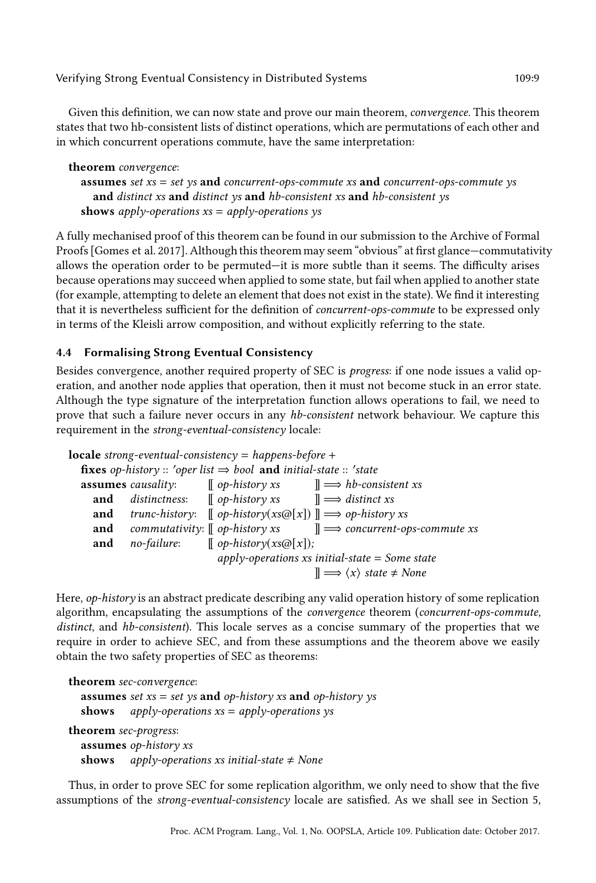Given this definition, we can now state and prove our main theorem, *convergence*. This theorem states that two hb-consistent lists of distinct operations, which are permutations of each other and in which concurrent operations commute, have the same interpretation:

```
theorem convergence:
  assumes set xs = set ys and concurrent-ops-commute xs and concurrent-ops-commute ys
    and distinct xs and distinct ys and hb-consistent xs and hb-consistent ys
  shows apply-operations xs = apply-operations ys
```

A fully mechanised proof of this theorem can be found in our submission to the Archive of Formal Proofs [Gomes et al. 2017]. Although this theorem may seem "obvious" at first glance—commutativity allows the operation order to be permuted—it is more subtle than it seems. The difficulty arises because operations may succeed when applied to some state, but fail when applied to another state (for example, attempting to delete an element that does not exist in the state). We find it interesting that it is nevertheless sufficient for the definition of *concurrent-ops-commute* to be expressed only in terms of the Kleisli arrow composition, and without explicitly referring to the state.

### 4.4 Formalising Strong Eventual Consistency

Besides convergence, another required property of SEC is *progress*: if one node issues a valid operation, and another node applies that operation, then it must not become stuck in an error state. Although the type signature of the interpretation function allows operations to fail, we need to prove that such a failure never occurs in any *hb-consistent* network behaviour. We capture this requirement in the *strong-eventual-consistency* locale:

```
locale strong-eventual-consistency = happens-before +
  fixes op-history :: 'oper list ⇒ bool and initial-state :: 'state
  assumes causality:     ⟦ op-history xs        ⟧ ⟹ hb-consistent xs
    and   distinctness:  ⟦ op-history xs        ⟧ ⟹ distinct xs
    and   trunc-history: ⟦ op-history(xs@[x])  ⟧ ⟹ op-history xs
    and   commutativity: ⟦ op-history xs        ⟧ ⟹ concurrent-ops-commute xs
    and   no-failure:    ⟦ op-history(xs@[x]);
                           apply-operations xs initial-state = Some state
                                                ⟧ ⟹ ⟨x⟩ state ≠ None
```

Here, *op-history* is an abstract predicate describing any valid operation history of some replication algorithm, encapsulating the assumptions of the *convergence* theorem (*concurrent-ops-commute*, *distinct*, and *hb-consistent*). This locale serves as a concise summary of the properties that we require in order to achieve SEC, and from these assumptions and the theorem above we easily obtain the two safety properties of SEC as theorems:

```
theorem sec-convergence:
  assumes set xs = set ys and op-history xs and op-history ys
  shows   apply-operations xs = apply-operations ys

theorem sec-progress:
  assumes op-history xs
  shows   apply-operations xs initial-state ≠ None
```

Thus, in order to prove SEC for some replication algorithm, we only need to show that the five assumptions of the *strong-eventual-consistency* locale are satisfied. As we shall see in Section 5,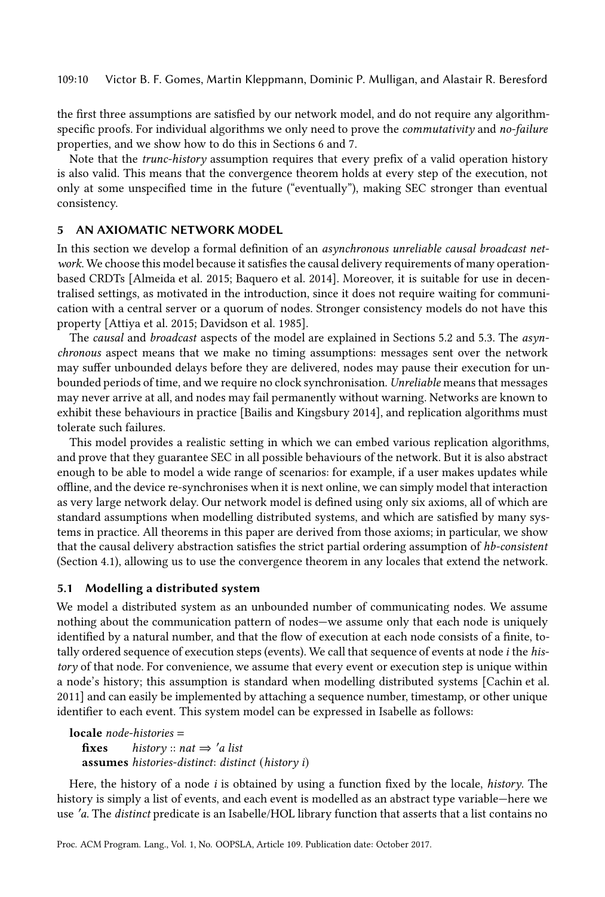the first three assumptions are satisfied by our network model, and do not require any algorithm-specific proofs. For individual algorithms we only need to prove the *commutativity* and *no-failure* properties, and we show how to do this in Sections 6 and 7.

Note that the *trunc-history* assumption requires that every prefix of a valid operation history is also valid. This means that the convergence theorem holds at every step of the execution, not only at some unspecified time in the future ("eventually"), making SEC stronger than eventual consistency.

## 5 AN AXIOMATIC NETWORK MODEL

In this section we develop a formal definition of an *asynchronous unreliable causal broadcast network*. We choose this model because it satisfies the causal delivery requirements of many operation-based CRDTs [Almeida et al. 2015; Baquero et al. 2014]. Moreover, it is suitable for use in decentralised settings, as motivated in the introduction, since it does not require waiting for communication with a central server or a quorum of nodes. Stronger consistency models do not have this property [Attiya et al. 2015; Davidson et al. 1985].

The *causal* and *broadcast* aspects of the model are explained in Sections 5.2 and 5.3. The *asynchronous* aspect means that we make no timing assumptions: messages sent over the network may suffer unbounded delays before they are delivered, nodes may pause their execution for unbounded periods of time, and we require no clock synchronisation. *Unreliable* means that messages may never arrive at all, and nodes may fail permanently without warning. Networks are known to exhibit these behaviours in practice [Bailis and Kingsbury 2014], and replication algorithms must tolerate such failures.

This model provides a realistic setting in which we can embed various replication algorithms, and prove that they guarantee SEC in all possible behaviours of the network. But it is also abstract enough to be able to model a wide range of scenarios: for example, if a user makes updates while offline, and the device re-synchronises when it is next online, we can simply model that interaction as very large network delay. Our network model is defined using only six axioms, all of which are standard assumptions when modelling distributed systems, and which are satisfied by many systems in practice. All theorems in this paper are derived from those axioms; in particular, we show that the causal delivery abstraction satisfies the strict partial ordering assumption of *hb-consistent* (Section 4.1), allowing us to use the convergence theorem in any locales that extend the network.

### 5.1 Modelling a distributed system

We model a distributed system as an unbounded number of communicating nodes. We assume nothing about the communication pattern of nodes—we assume only that each node is uniquely identified by a natural number, and that the flow of execution at each node consists of a finite, totally ordered sequence of execution steps (events). We call that sequence of events at node $i$ the *history* of that node. For convenience, we assume that every event or execution step is unique within a node's history; this assumption is standard when modelling distributed systems [Cachin et al. 2011] and can easily be implemented by attaching a sequence number, timestamp, or other unique identifier to each event. This system model can be expressed in Isabelle as follows:

```
locale node-histories =
  fixes    history :: nat ⇒ 'a list
  assumes  histories-distinct: distinct (history i)
```

Here, the history of a node $i$ is obtained by using a function fixed by the locale, *history*. The history is simply a list of events, and each event is modelled as an abstract type variable—here we use $'a$. The *distinct* predicate is an Isabelle/HOL library function that asserts that a list contains no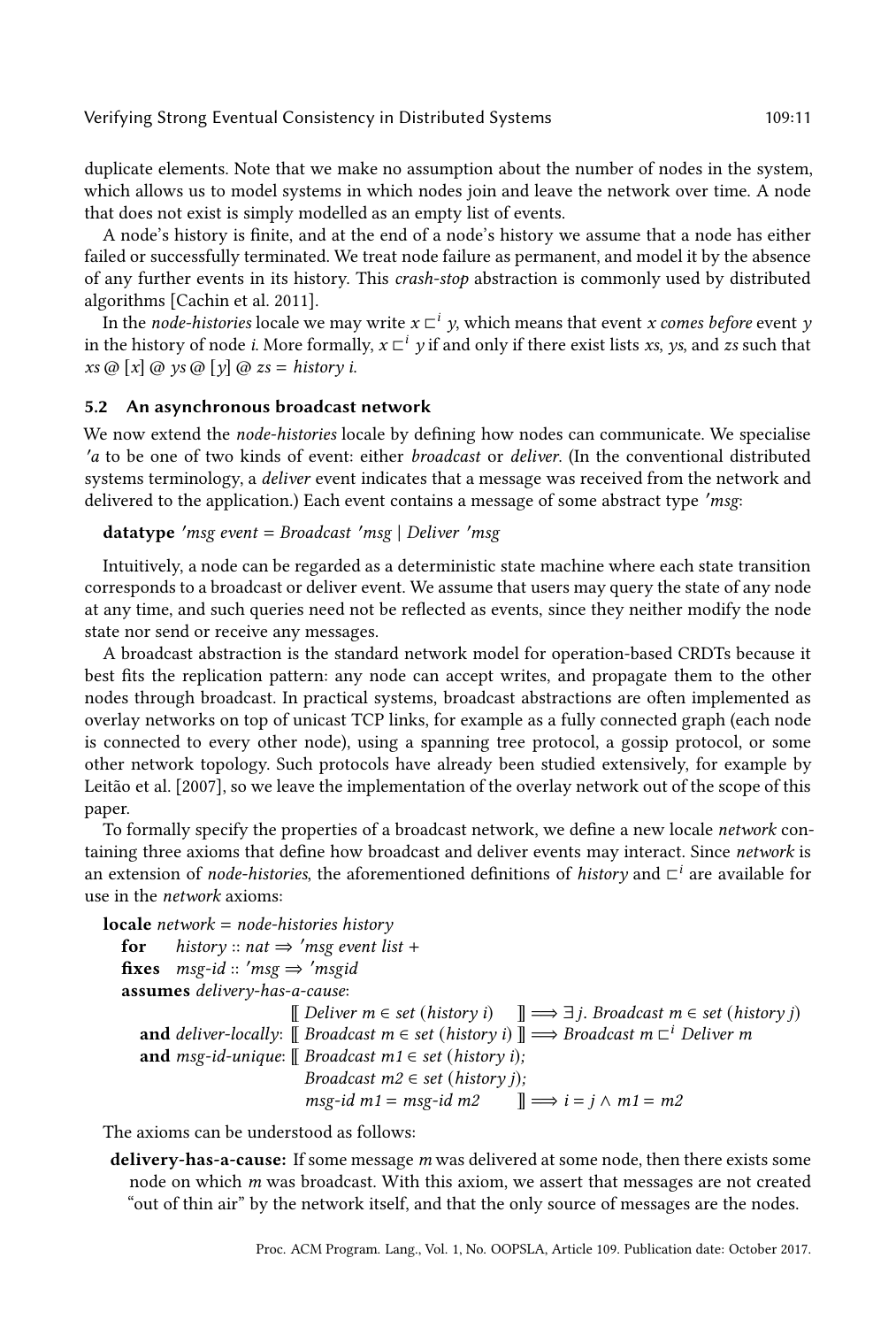duplicate elements. Note that we make no assumption about the number of nodes in the system, which allows us to model systems in which nodes join and leave the network over time. A node that does not exist is simply modelled as an empty list of events.

A node's history is finite, and at the end of a node's history we assume that a node has either failed or successfully terminated. We treat node failure as permanent, and model it by the absence of any further events in its history. This *crash-stop* abstraction is commonly used by distributed algorithms [Cachin et al. 2011].

In the *node-histories* locale we may write $x \sqsubset^i y$, which means that event $x$ *comes before* event $y$ in the history of node $i$. More formally, $x \sqsubset^i y$ if and only if there exist lists $xs$, $ys$, and $zs$ such that $xs \mathbin{@} [x] \mathbin{@} ys \mathbin{@} [y] \mathbin{@} zs = \mathit{history}\ i$.

### 5.2 An asynchronous broadcast network

We now extend the *node-histories* locale by defining how nodes can communicate. We specialise *′a* to be one of two kinds of event: either *broadcast* or *deliver*. (In the conventional distributed systems terminology, a *deliver* event indicates that a message was received from the network and delivered to the application.) Each event contains a message of some abstract type *′msg*:

**datatype** *′msg event = Broadcast ′msg | Deliver ′msg*

Intuitively, a node can be regarded as a deterministic state machine where each state transition corresponds to a broadcast or deliver event. We assume that users may query the state of any node at any time, and such queries need not be reflected as events, since they neither modify the node state nor send or receive any messages.

A broadcast abstraction is the standard network model for operation-based CRDTs because it best fits the replication pattern: any node can accept writes, and propagate them to the other nodes through broadcast. In practical systems, broadcast abstractions are often implemented as overlay networks on top of unicast TCP links, for example as a fully connected graph (each node is connected to every other node), using a spanning tree protocol, a gossip protocol, or some other network topology. Such protocols have already been studied extensively, for example by Leitão et al. [2007], so we leave the implementation of the overlay network out of the scope of this paper.

To formally specify the properties of a broadcast network, we define a new locale *network* containing three axioms that define how broadcast and deliver events may interact. Since *network* is an extension of *node-histories*, the aforementioned definitions of *history* and $\sqsubset^i$ are available for use in the *network* axioms:

**locale** *network = node-histories history*
  **for** *history :: nat ⇒ ′msg event list +*
  **fixes** *msg-id :: ′msg ⇒ ′msgid*
  **assumes** *delivery-has-a-cause*:
    $[\![\ \mathit{Deliver}\ m \in \mathit{set}\ (\mathit{history}\ i)\ ]\!] \Longrightarrow \exists j.\ \mathit{Broadcast}\ m \in \mathit{set}\ (\mathit{history}\ j)$
  **and** *deliver-locally*: $[\![\ \mathit{Broadcast}\ m \in \mathit{set}\ (\mathit{history}\ i)\ ]\!] \Longrightarrow \mathit{Broadcast}\ m \sqsubset^i \mathit{Deliver}\ m$
  **and** *msg-id-unique*: $[\![\ \mathit{Broadcast}\ m1 \in \mathit{set}\ (\mathit{history}\ i);$
    $\mathit{Broadcast}\ m2 \in \mathit{set}\ (\mathit{history}\ j);$
    $\mathit{msg\text{-}id}\ m1 = \mathit{msg\text{-}id}\ m2\ ]\!] \Longrightarrow i = j \wedge m1 = m2$

The axioms can be understood as follows:

**delivery-has-a-cause:** If some message $m$ was delivered at some node, then there exists some node on which $m$ was broadcast. With this axiom, we assert that messages are not created "out of thin air" by the network itself, and that the only source of messages are the nodes.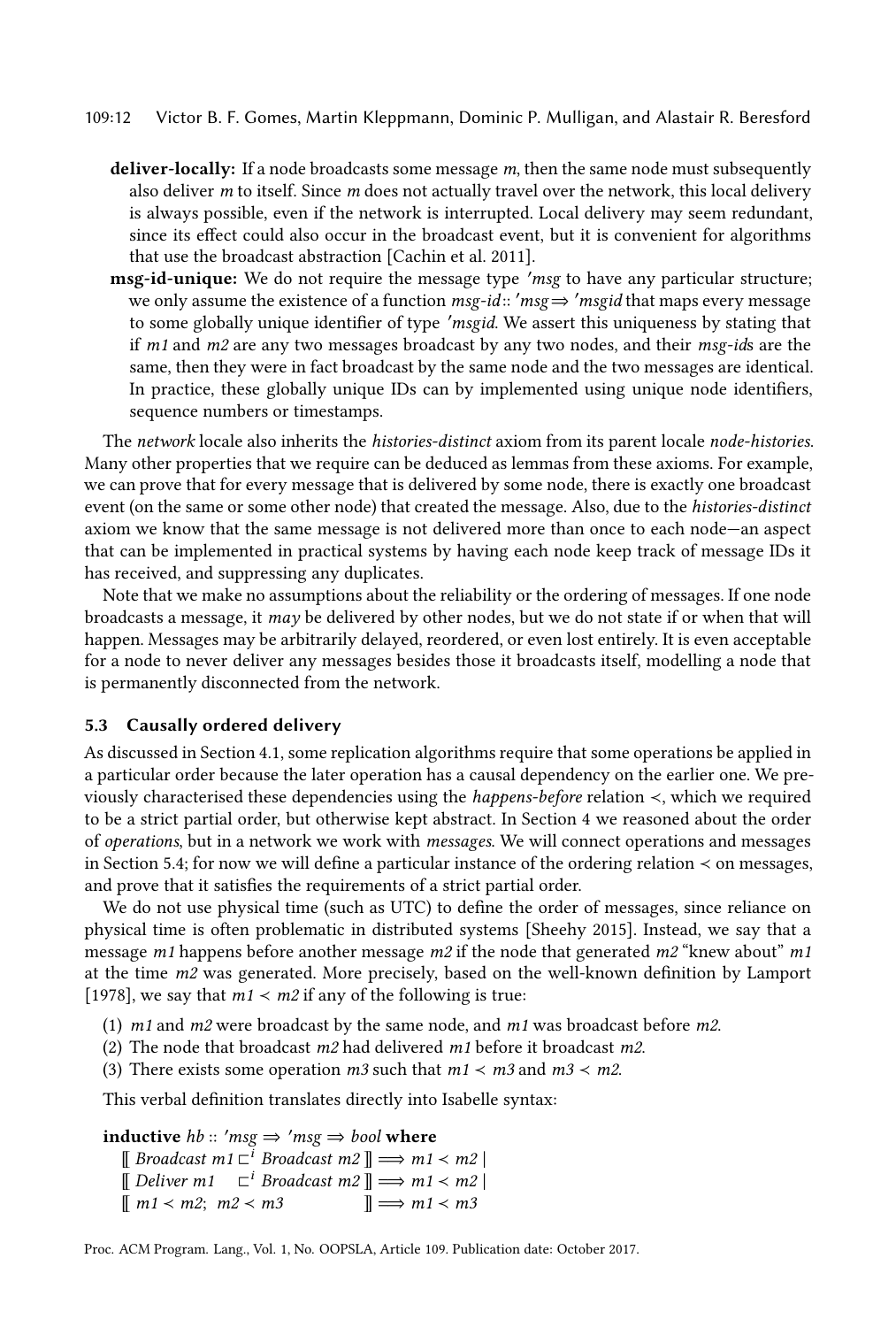**deliver-locally:** If a node broadcasts some message *m*, then the same node must subsequently also deliver *m* to itself. Since *m* does not actually travel over the network, this local delivery is always possible, even if the network is interrupted. Local delivery may seem redundant, since its effect could also occur in the broadcast event, but it is convenient for algorithms that use the broadcast abstraction [Cachin et al. 2011].

**msg-id-unique:** We do not require the message type *'msg* to have any particular structure; we only assume the existence of a function *msg-id* :: *'msg* ⇒ *'msgid* that maps every message to some globally unique identifier of type *'msgid*. We assert this uniqueness by stating that if *m1* and *m2* are any two messages broadcast by any two nodes, and their *msg-id*s are the same, then they were in fact broadcast by the same node and the two messages are identical. In practice, these globally unique IDs can by implemented using unique node identifiers, sequence numbers or timestamps.

The *network* locale also inherits the *histories-distinct* axiom from its parent locale *node-histories*. Many other properties that we require can be deduced as lemmas from these axioms. For example, we can prove that for every message that is delivered by some node, there is exactly one broadcast event (on the same or some other node) that created the message. Also, due to the *histories-distinct* axiom we know that the same message is not delivered more than once to each node—an aspect that can be implemented in practical systems by having each node keep track of message IDs it has received, and suppressing any duplicates.

Note that we make no assumptions about the reliability or the ordering of messages. If one node broadcasts a message, it *may* be delivered by other nodes, but we do not state if or when that will happen. Messages may be arbitrarily delayed, reordered, or even lost entirely. It is even acceptable for a node to never deliver any messages besides those it broadcasts itself, modelling a node that is permanently disconnected from the network.

### 5.3 Causally ordered delivery

As discussed in Section 4.1, some replication algorithms require that some operations be applied in a particular order because the later operation has a causal dependency on the earlier one. We previously characterised these dependencies using the *happens-before* relation ≺, which we required to be a strict partial order, but otherwise kept abstract. In Section 4 we reasoned about the order of *operations*, but in a network we work with *messages*. We will connect operations and messages in Section 5.4; for now we will define a particular instance of the ordering relation ≺ on messages, and prove that it satisfies the requirements of a strict partial order.

We do not use physical time (such as UTC) to define the order of messages, since reliance on physical time is often problematic in distributed systems [Sheehy 2015]. Instead, we say that a message *m1* happens before another message *m2* if the node that generated *m2* "knew about" *m1* at the time *m2* was generated. More precisely, based on the well-known definition by Lamport [1978], we say that *m1* ≺ *m2* if any of the following is true:

(1) *m1* and *m2* were broadcast by the same node, and *m1* was broadcast before *m2*.
(2) The node that broadcast *m2* had delivered *m1* before it broadcast *m2*.
(3) There exists some operation *m3* such that *m1* ≺ *m3* and *m3* ≺ *m2*.

This verbal definition translates directly into Isabelle syntax:

```
inductive hb :: 'msg ⇒ 'msg ⇒ bool where
  ⟦ Broadcast m1 ⊏ⁱ Broadcast m2 ⟧ ⟹ m1 ≺ m2 |
  ⟦ Deliver m1    ⊏ⁱ Broadcast m2 ⟧ ⟹ m1 ≺ m2 |
  ⟦ m1 ≺ m2;  m2 ≺ m3              ⟧ ⟹ m1 ≺ m3
```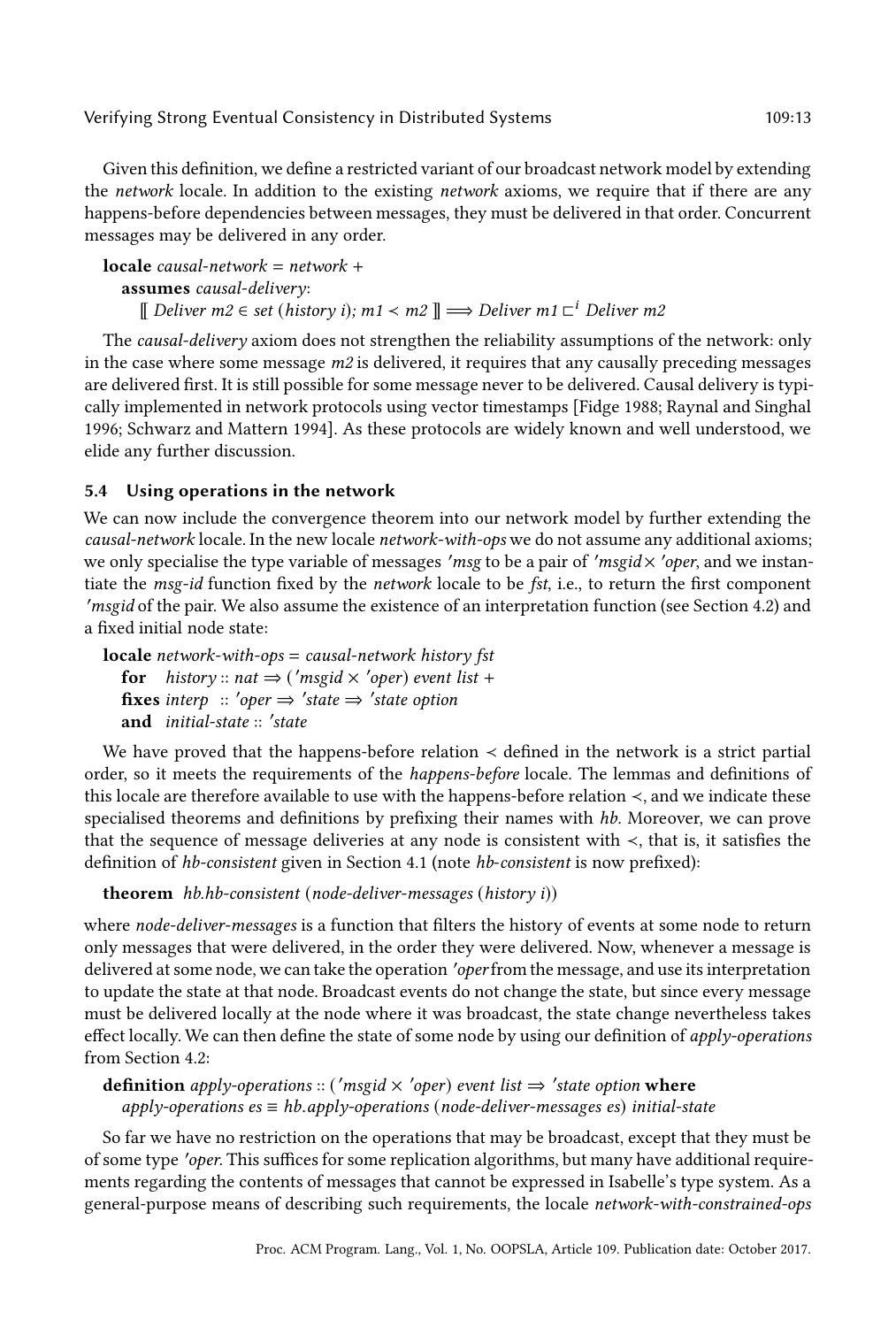Given this definition, we define a restricted variant of our broadcast network model by extending the *network* locale. In addition to the existing *network* axioms, we require that if there are any happens-before dependencies between messages, they must be delivered in that order. Concurrent messages may be delivered in any order.

**locale** *causal-network* = *network* +
  **assumes** *causal-delivery*:
    $[\![$ *Deliver m2* $\in$ *set* (*history i*); *m1* $\prec$ *m2* $]\!] \Longrightarrow$ *Deliver m1* $\sqsubset^i$ *Deliver m2*

The *causal-delivery* axiom does not strengthen the reliability assumptions of the network: only in the case where some message *m2* is delivered, it requires that any causally preceding messages are delivered first. It is still possible for some message never to be delivered. Causal delivery is typically implemented in network protocols using vector timestamps [Fidge 1988; Raynal and Singhal 1996; Schwarz and Mattern 1994]. As these protocols are widely known and well understood, we elide any further discussion.

### 5.4 Using operations in the network

We can now include the convergence theorem into our network model by further extending the *causal-network* locale. In the new locale *network-with-ops* we do not assume any additional axioms; we only specialise the type variable of messages *'msg* to be a pair of *'msgid* $\times$ *'oper*, and we instantiate the *msg-id* function fixed by the *network* locale to be *fst*, i.e., to return the first component *'msgid* of the pair. We also assume the existence of an interpretation function (see Section 4.2) and a fixed initial node state:

**locale** *network-with-ops* = *causal-network history fst*
  **for** *history* :: *nat* $\Rightarrow$ (*'msgid* $\times$ *'oper*) *event list* +
  **fixes** *interp* :: *'oper* $\Rightarrow$ *'state* $\Rightarrow$ *'state option*
  **and** *initial-state* :: *'state*

We have proved that the happens-before relation $\prec$ defined in the network is a strict partial order, so it meets the requirements of the *happens-before* locale. The lemmas and definitions of this locale are therefore available to use with the happens-before relation $\prec$, and we indicate these specialised theorems and definitions by prefixing their names with *hb*. Moreover, we can prove that the sequence of message deliveries at any node is consistent with $\prec$, that is, it satisfies the definition of *hb-consistent* given in Section 4.1 (note *hb-consistent* is now prefixed):

**theorem** *hb.hb-consistent* (*node-deliver-messages* (*history i*))

where *node-deliver-messages* is a function that filters the history of events at some node to return only messages that were delivered, in the order they were delivered. Now, whenever a message is delivered at some node, we can take the operation *'oper* from the message, and use its interpretation to update the state at that node. Broadcast events do not change the state, but since every message must be delivered locally at the node where it was broadcast, the state change nevertheless takes effect locally. We can then define the state of some node by using our definition of *apply-operations* from Section 4.2:

**definition** *apply-operations* :: (*'msgid* $\times$ *'oper*) *event list* $\Rightarrow$ *'state option* **where**
  *apply-operations es* $\equiv$ *hb.apply-operations* (*node-deliver-messages es*) *initial-state*

So far we have no restriction on the operations that may be broadcast, except that they must be of some type *'oper*. This suffices for some replication algorithms, but many have additional requirements regarding the contents of messages that cannot be expressed in Isabelle's type system. As a general-purpose means of describing such requirements, the locale *network-with-constrained-ops*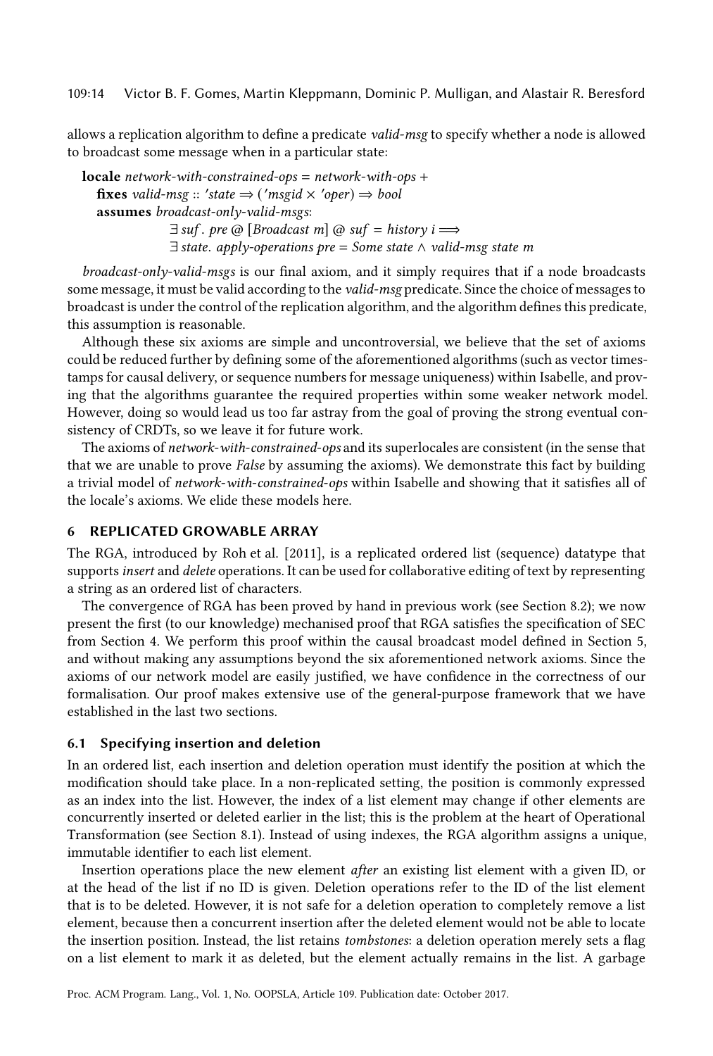allows a replication algorithm to define a predicate *valid-msg* to specify whether a node is allowed to broadcast some message when in a particular state:

**locale** *network-with-constrained-ops* = *network-with-ops* +
  **fixes** *valid-msg* :: $'state \Rightarrow ('msgid \times 'oper) \Rightarrow bool$
  **assumes** *broadcast-only-valid-msgs*:
    $\exists\, suf.\ pre\ @\ [Broadcast\ m]\ @\ suf = history\ i \Longrightarrow$
    $\exists\, state.\ apply\text{-}operations\ pre = Some\ state \wedge valid\text{-}msg\ state\ m$

*broadcast-only-valid-msgs* is our final axiom, and it simply requires that if a node broadcasts some message, it must be valid according to the *valid-msg* predicate. Since the choice of messages to broadcast is under the control of the replication algorithm, and the algorithm defines this predicate, this assumption is reasonable.

Although these six axioms are simple and uncontroversial, we believe that the set of axioms could be reduced further by defining some of the aforementioned algorithms (such as vector timestamps for causal delivery, or sequence numbers for message uniqueness) within Isabelle, and proving that the algorithms guarantee the required properties within some weaker network model. However, doing so would lead us too far astray from the goal of proving the strong eventual consistency of CRDTs, so we leave it for future work.

The axioms of *network-with-constrained-ops* and its superlocales are consistent (in the sense that that we are unable to prove *False* by assuming the axioms). We demonstrate this fact by building a trivial model of *network-with-constrained-ops* within Isabelle and showing that it satisfies all of the locale's axioms. We elide these models here.

## 6 REPLICATED GROWABLE ARRAY

The RGA, introduced by Roh et al. [2011], is a replicated ordered list (sequence) datatype that supports *insert* and *delete* operations. It can be used for collaborative editing of text by representing a string as an ordered list of characters.

The convergence of RGA has been proved by hand in previous work (see Section 8.2); we now present the first (to our knowledge) mechanised proof that RGA satisfies the specification of SEC from Section 4. We perform this proof within the causal broadcast model defined in Section 5, and without making any assumptions beyond the six aforementioned network axioms. Since the axioms of our network model are easily justified, we have confidence in the correctness of our formalisation. Our proof makes extensive use of the general-purpose framework that we have established in the last two sections.

### 6.1 Specifying insertion and deletion

In an ordered list, each insertion and deletion operation must identify the position at which the modification should take place. In a non-replicated setting, the position is commonly expressed as an index into the list. However, the index of a list element may change if other elements are concurrently inserted or deleted earlier in the list; this is the problem at the heart of Operational Transformation (see Section 8.1). Instead of using indexes, the RGA algorithm assigns a unique, immutable identifier to each list element.

Insertion operations place the new element *after* an existing list element with a given ID, or at the head of the list if no ID is given. Deletion operations refer to the ID of the list element that is to be deleted. However, it is not safe for a deletion operation to completely remove a list element, because then a concurrent insertion after the deleted element would not be able to locate the insertion position. Instead, the list retains *tombstones*: a deletion operation merely sets a flag on a list element to mark it as deleted, but the element actually remains in the list. A garbage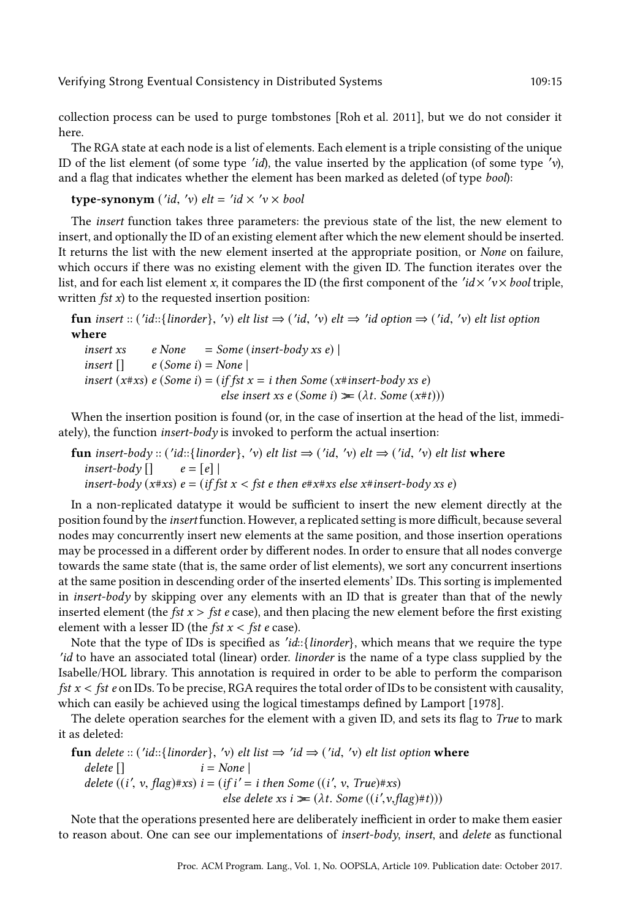collection process can be used to purge tombstones [Roh et al. 2011], but we do not consider it here.

The RGA state at each node is a list of elements. Each element is a triple consisting of the unique ID of the list element (of some type *'id*), the value inserted by the application (of some type *'v*), and a flag that indicates whether the element has been marked as deleted (of type *bool*):

```
type-synonym ('id, 'v) elt = 'id × 'v × bool
```

The *insert* function takes three parameters: the previous state of the list, the new element to insert, and optionally the ID of an existing element after which the new element should be inserted. It returns the list with the new element inserted at the appropriate position, or *None* on failure, which occurs if there was no existing element with the given ID. The function iterates over the list, and for each list element *x*, it compares the ID (the first component of the *'id× 'v× bool* triple, written *fst x*) to the requested insertion position:

```
fun insert :: ('id::{linorder}, 'v) elt list ⇒ ('id, 'v) elt ⇒ 'id option ⇒ ('id, 'v) elt list option
where
  insert xs      e None     = Some (insert-body xs e) |
  insert []      e (Some i) = None |
  insert (x#xs) e (Some i) = (if fst x = i then Some (x#insert-body xs e)
                               else insert xs e (Some i) ≫= (λt. Some (x#t)))
```

When the insertion position is found (or, in the case of insertion at the head of the list, immediately), the function *insert-body* is invoked to perform the actual insertion:

```
fun insert-body :: ('id::{linorder}, 'v) elt list ⇒ ('id, 'v) elt ⇒ ('id, 'v) elt list where
  insert-body []      e = [e] |
  insert-body (x#xs) e = (if fst x < fst e then e#x#xs else x#insert-body xs e)
```

In a non-replicated datatype it would be sufficient to insert the new element directly at the position found by the *insert* function. However, a replicated setting is more difficult, because several nodes may concurrently insert new elements at the same position, and those insertion operations may be processed in a different order by different nodes. In order to ensure that all nodes converge towards the same state (that is, the same order of list elements), we sort any concurrent insertions at the same position in descending order of the inserted elements' IDs. This sorting is implemented in *insert-body* by skipping over any elements with an ID that is greater than that of the newly inserted element (the *fst x* > *fst e* case), and then placing the new element before the first existing element with a lesser ID (the *fst x* < *fst e* case).

Note that the type of IDs is specified as *'id*::{*linorder*}, which means that we require the type *'id* to have an associated total (linear) order. *linorder* is the name of a type class supplied by the Isabelle/HOL library. This annotation is required in order to be able to perform the comparison *fst x* < *fst e* on IDs. To be precise, RGA requires the total order of IDs to be consistent with causality, which can easily be achieved using the logical timestamps defined by Lamport [1978].

The delete operation searches for the element with a given ID, and sets its flag to *True* to mark it as deleted:

```
fun delete :: ('id::{linorder}, 'v) elt list ⇒ 'id ⇒ ('id, 'v) elt list option where
  delete []                  i = None |
  delete ((i', v, flag)#xs) i = (if i' = i then Some ((i', v, True)#xs)
                                 else delete xs i ≫= (λt. Some ((i',v,flag)#t)))
```

Note that the operations presented here are deliberately inefficient in order to make them easier to reason about. One can see our implementations of *insert-body*, *insert*, and *delete* as functional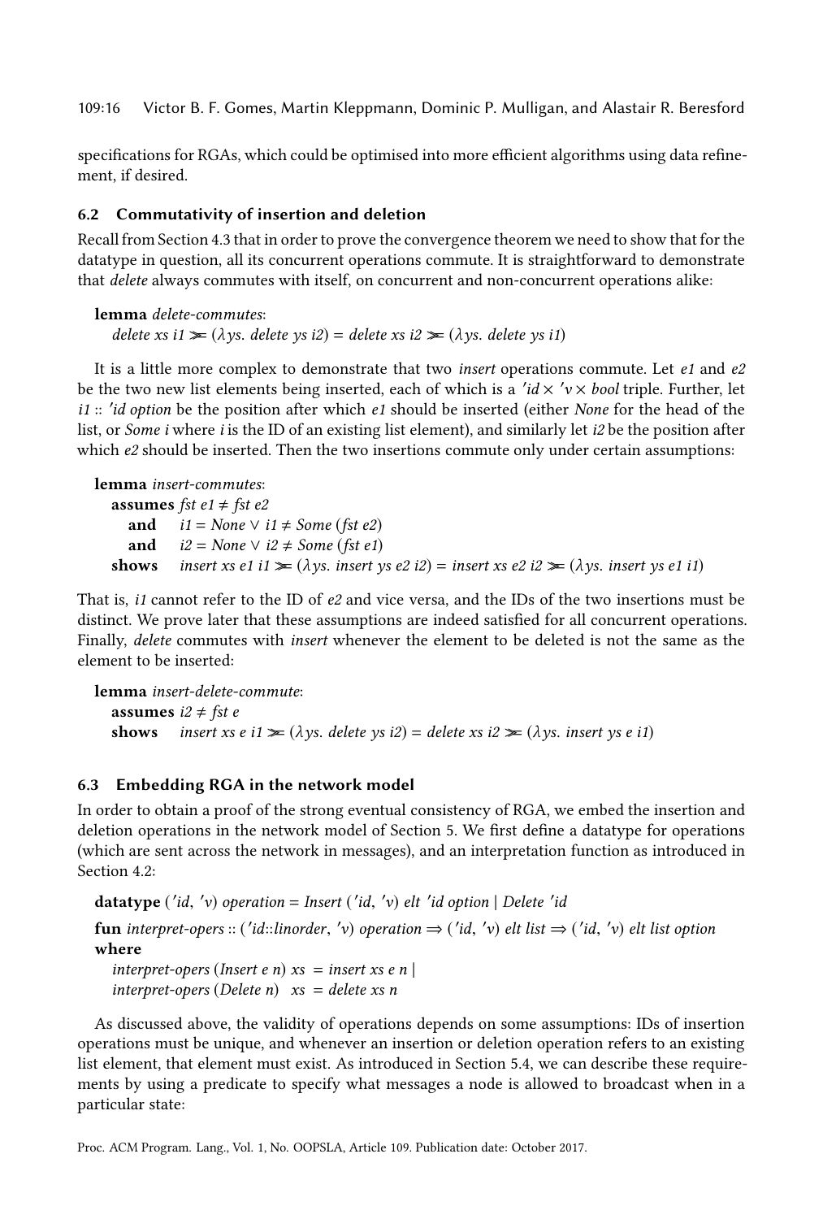specifications for RGAs, which could be optimised into more efficient algorithms using data refinement, if desired.

### 6.2 Commutativity of insertion and deletion

Recall from Section 4.3 that in order to prove the convergence theorem we need to show that for the datatype in question, all its concurrent operations commute. It is straightforward to demonstrate that *delete* always commutes with itself, on concurrent and non-concurrent operations alike:

**lemma** *delete-commutes*:
  *delete xs i1* $\gg=$ ($\lambda$*ys. delete ys i2*) = *delete xs i2* $\gg=$ ($\lambda$*ys. delete ys i1*)

It is a little more complex to demonstrate that two *insert* operations commute. Let *e1* and *e2* be the two new list elements being inserted, each of which is a *'id* × *'v* × *bool* triple. Further, let *i1* :: *'id option* be the position after which *e1* should be inserted (either *None* for the head of the list, or *Some i* where *i* is the ID of an existing list element), and similarly let *i2* be the position after which *e2* should be inserted. Then the two insertions commute only under certain assumptions:

**lemma** *insert-commutes*:
  **assumes** *fst e1* ≠ *fst e2*
   **and** *i1* = *None* ∨ *i1* ≠ *Some* (*fst e2*)
   **and** *i2* = *None* ∨ *i2* ≠ *Some* (*fst e1*)
  **shows** *insert xs e1 i1* $\gg=$ ($\lambda$*ys. insert ys e2 i2*) = *insert xs e2 i2* $\gg=$ ($\lambda$*ys. insert ys e1 i1*)

That is, *i1* cannot refer to the ID of *e2* and vice versa, and the IDs of the two insertions must be distinct. We prove later that these assumptions are indeed satisfied for all concurrent operations. Finally, *delete* commutes with *insert* whenever the element to be deleted is not the same as the element to be inserted:

**lemma** *insert-delete-commute*:
  **assumes** *i2* ≠ *fst e*
  **shows** *insert xs e i1* $\gg=$ ($\lambda$*ys. delete ys i2*) = *delete xs i2* $\gg=$ ($\lambda$*ys. insert ys e i1*)

### 6.3 Embedding RGA in the network model

In order to obtain a proof of the strong eventual consistency of RGA, we embed the insertion and deletion operations in the network model of Section 5. We first define a datatype for operations (which are sent across the network in messages), and an interpretation function as introduced in Section 4.2:

**datatype** (*'id*, *'v*) *operation* = *Insert* (*'id*, *'v*) *elt 'id option* | *Delete 'id*

**fun** *interpret-opers* :: (*'id*::*linorder*, *'v*) *operation* ⇒ (*'id*, *'v*) *elt list* ⇒ (*'id*, *'v*) *elt list option*
**where**
  *interpret-opers* (*Insert e n*) *xs* = *insert xs e n* |
  *interpret-opers* (*Delete n*)  *xs* = *delete xs n*

As discussed above, the validity of operations depends on some assumptions: IDs of insertion operations must be unique, and whenever an insertion or deletion operation refers to an existing list element, that element must exist. As introduced in Section 5.4, we can describe these requirements by using a predicate to specify what messages a node is allowed to broadcast when in a particular state: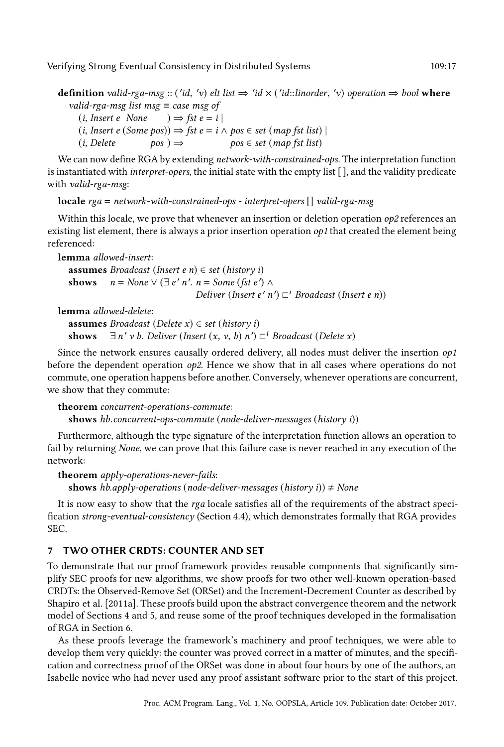**definition** *valid-rga-msg* :: (*'id*, *'v*) *elt list* ⇒ *'id* × (*'id*::*linorder*, *'v*) *operation* ⇒ *bool* **where**
*valid-rga-msg list msg* ≡ *case msg of*
(*i*, *Insert e None*) ⇒ *fst e* = *i* |
(*i*, *Insert e* (*Some pos*)) ⇒ *fst e* = *i* ∧ *pos* ∈ *set* (*map fst list*) |
(*i*, *Delete pos*) ⇒ *pos* ∈ *set* (*map fst list*)

We can now define RGA by extending *network-with-constrained-ops*. The interpretation function is instantiated with *interpret-opers*, the initial state with the empty list [ ], and the validity predicate with *valid-rga-msg*:

**locale** *rga* = *network-with-constrained-ops - interpret-opers* [] *valid-rga-msg*

Within this locale, we prove that whenever an insertion or deletion operation *op2* references an existing list element, there is always a prior insertion operation *op1* that created the element being referenced:

**lemma** *allowed-insert*:
**assumes** *Broadcast* (*Insert e n*) ∈ *set* (*history i*)
**shows** $n = None \lor (\exists\, e'\, n'.\ n = Some\ (fst\ e') \land Deliver\ (Insert\ e'\ n') \sqsubset^i Broadcast\ (Insert\ e\ n))$

**lemma** *allowed-delete*:
**assumes** *Broadcast* (*Delete x*) ∈ *set* (*history i*)
**shows** $\exists\, n'\, v\, b.\ Deliver\ (Insert\ (x, v, b)\ n') \sqsubset^i Broadcast\ (Delete\ x)$

Since the network ensures causally ordered delivery, all nodes must deliver the insertion *op1* before the dependent operation *op2*. Hence we show that in all cases where operations do not commute, one operation happens before another. Conversely, whenever operations are concurrent, we show that they commute:

**theorem** *concurrent-operations-commute*:
**shows** *hb.concurrent-ops-commute* (*node-deliver-messages* (*history i*))

Furthermore, although the type signature of the interpretation function allows an operation to fail by returning *None*, we can prove that this failure case is never reached in any execution of the network:

**theorem** *apply-operations-never-fails*:
**shows** *hb.apply-operations* (*node-deliver-messages* (*history i*)) ≠ *None*

It is now easy to show that the *rga* locale satisfies all of the requirements of the abstract specification *strong-eventual-consistency* (Section 4.4), which demonstrates formally that RGA provides SEC.

## 7 TWO OTHER CRDTS: COUNTER AND SET

To demonstrate that our proof framework provides reusable components that significantly simplify SEC proofs for new algorithms, we show proofs for two other well-known operation-based CRDTs: the Observed-Remove Set (ORSet) and the Increment-Decrement Counter as described by Shapiro et al. [2011a]. These proofs build upon the abstract convergence theorem and the network model of Sections 4 and 5, and reuse some of the proof techniques developed in the formalisation of RGA in Section 6.

As these proofs leverage the framework's machinery and proof techniques, we were able to develop them very quickly: the counter was proved correct in a matter of minutes, and the specification and correctness proof of the ORSet was done in about four hours by one of the authors, an Isabelle novice who had never used any proof assistant software prior to the start of this project.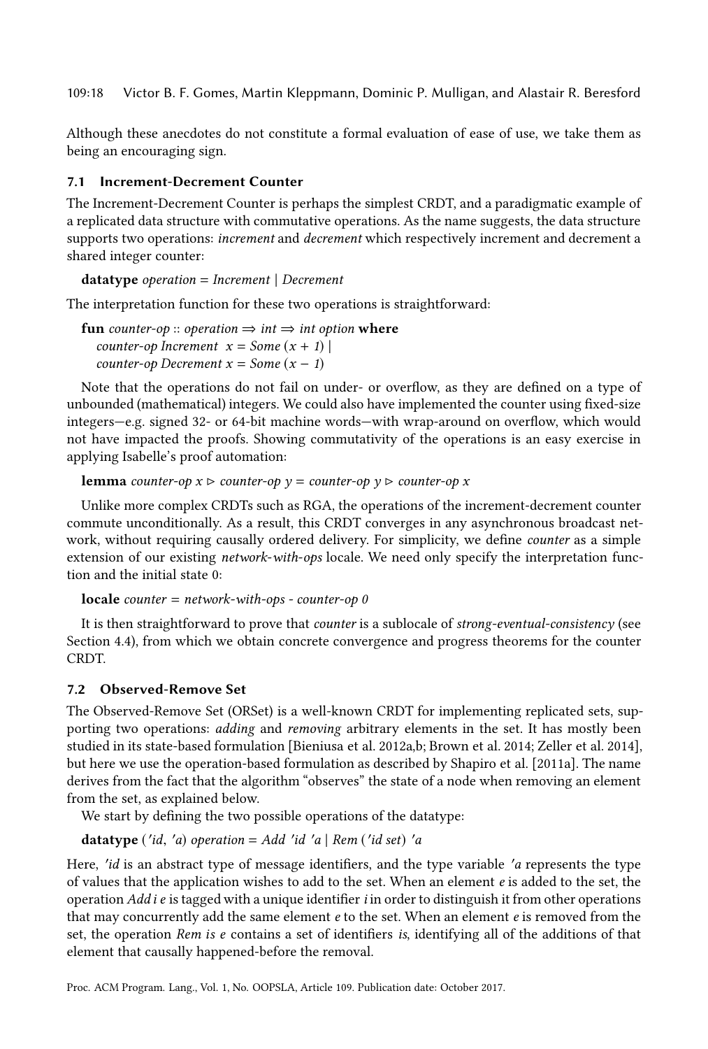Although these anecdotes do not constitute a formal evaluation of ease of use, we take them as being an encouraging sign.

### 7.1 Increment-Decrement Counter

The Increment-Decrement Counter is perhaps the simplest CRDT, and a paradigmatic example of a replicated data structure with commutative operations. As the name suggests, the data structure supports two operations: *increment* and *decrement* which respectively increment and decrement a shared integer counter:

**datatype** *operation* = *Increment* | *Decrement*

The interpretation function for these two operations is straightforward:

**fun** *counter-op* :: *operation* ⇒ *int* ⇒ *int option* **where**
  *counter-op Increment* $x$ = *Some* $(x + 1)$ |
  *counter-op Decrement* $x$ = *Some* $(x - 1)$

Note that the operations do not fail on under- or overflow, as they are defined on a type of unbounded (mathematical) integers. We could also have implemented the counter using fixed-size integers—e.g. signed 32- or 64-bit machine words—with wrap-around on overflow, which would not have impacted the proofs. Showing commutativity of the operations is an easy exercise in applying Isabelle's proof automation:

**lemma** *counter-op* $x \rhd$ *counter-op* $y$ = *counter-op* $y \rhd$ *counter-op* $x$

Unlike more complex CRDTs such as RGA, the operations of the increment-decrement counter commute unconditionally. As a result, this CRDT converges in any asynchronous broadcast network, without requiring causally ordered delivery. For simplicity, we define *counter* as a simple extension of our existing *network-with-ops* locale. We need only specify the interpretation function and the initial state 0:

**locale** *counter* = *network-with-ops* - *counter-op 0*

It is then straightforward to prove that *counter* is a sublocale of *strong-eventual-consistency* (see Section 4.4), from which we obtain concrete convergence and progress theorems for the counter CRDT.

### 7.2 Observed-Remove Set

The Observed-Remove Set (ORSet) is a well-known CRDT for implementing replicated sets, supporting two operations: *adding* and *removing* arbitrary elements in the set. It has mostly been studied in its state-based formulation [Bieniusa et al. 2012a,b; Brown et al. 2014; Zeller et al. 2014], but here we use the operation-based formulation as described by Shapiro et al. [2011a]. The name derives from the fact that the algorithm "observes" the state of a node when removing an element from the set, as explained below.

We start by defining the two possible operations of the datatype:

**datatype** (*'id*, *'a*) *operation* = *Add 'id 'a* | *Rem* (*'id set*) *'a*

Here, *'id* is an abstract type of message identifiers, and the type variable *'a* represents the type of values that the application wishes to add to the set. When an element *e* is added to the set, the operation *Add i e* is tagged with a unique identifier *i* in order to distinguish it from other operations that may concurrently add the same element *e* to the set. When an element *e* is removed from the set, the operation *Rem is e* contains a set of identifiers *is*, identifying all of the additions of that element that causally happened-before the removal.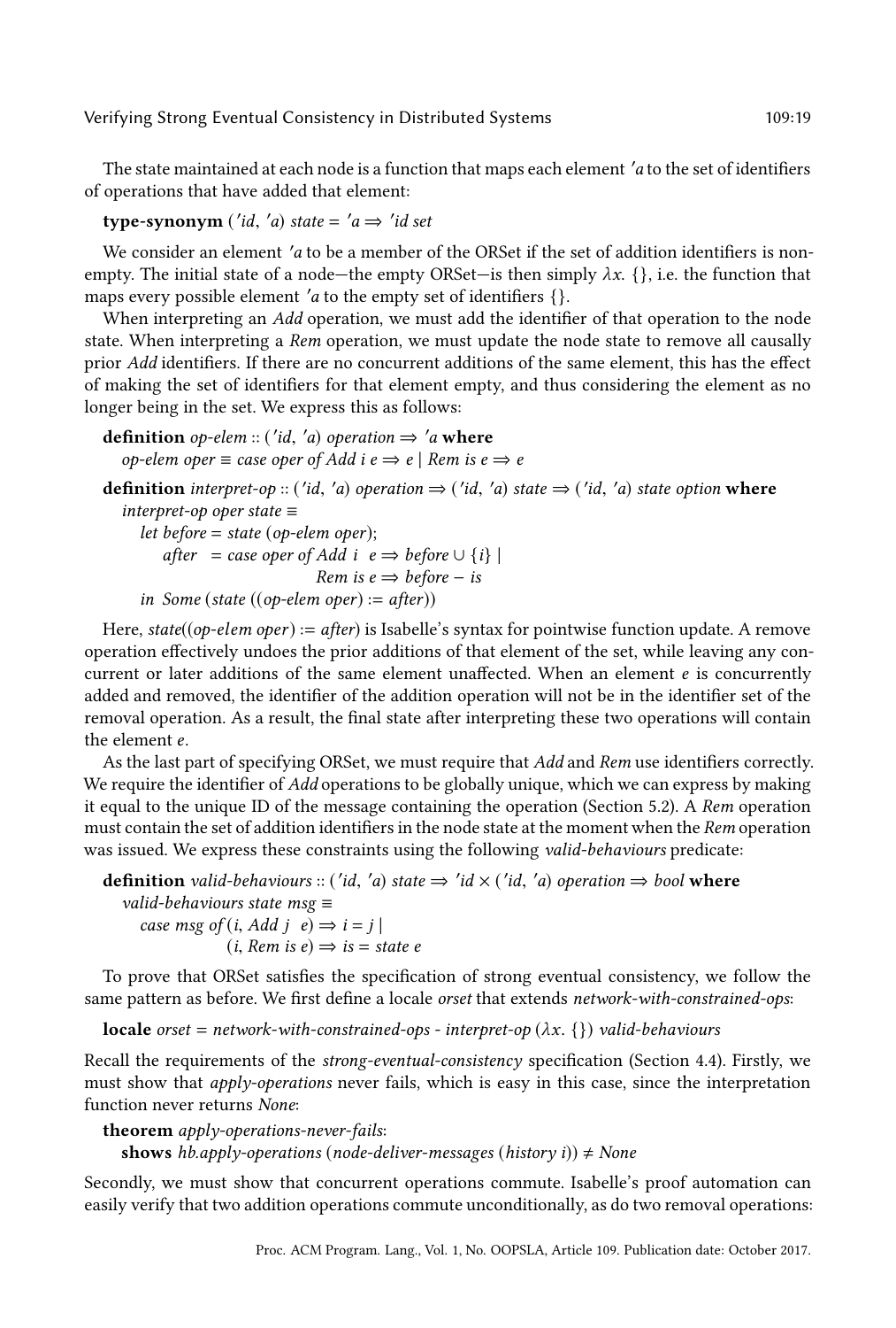The state maintained at each node is a function that maps each element *'a* to the set of identifiers of operations that have added that element:

```
type-synonym ('id, 'a) state = 'a ⇒ 'id set
```

We consider an element *'a* to be a member of the ORSet if the set of addition identifiers is non-empty. The initial state of a node—the empty ORSet—is then simply $\lambda x.\ \{\}$, i.e. the function that maps every possible element *'a* to the empty set of identifiers $\{\}$.

When interpreting an *Add* operation, we must add the identifier of that operation to the node state. When interpreting a *Rem* operation, we must update the node state to remove all causally prior *Add* identifiers. If there are no concurrent additions of the same element, this has the effect of making the set of identifiers for that element empty, and thus considering the element as no longer being in the set. We express this as follows:

```
definition op-elem :: ('id, 'a) operation ⇒ 'a where
  op-elem oper ≡ case oper of Add i e ⇒ e | Rem is e ⇒ e

definition interpret-op :: ('id, 'a) operation ⇒ ('id, 'a) state ⇒ ('id, 'a) state option where
  interpret-op oper state ≡
    let before = state (op-elem oper);
        after  = case oper of Add i  e ⇒ before ∪ {i} |
                              Rem is e ⇒ before − is
    in  Some (state ((op-elem oper) := after))
```

Here, *state*((*op-elem oper*) := *after*) is Isabelle's syntax for pointwise function update. A remove operation effectively undoes the prior additions of that element of the set, while leaving any concurrent or later additions of the same element unaffected. When an element *e* is concurrently added and removed, the identifier of the addition operation will not be in the identifier set of the removal operation. As a result, the final state after interpreting these two operations will contain the element *e*.

As the last part of specifying ORSet, we must require that *Add* and *Rem* use identifiers correctly. We require the identifier of *Add* operations to be globally unique, which we can express by making it equal to the unique ID of the message containing the operation (Section 5.2). A *Rem* operation must contain the set of addition identifiers in the node state at the moment when the *Rem* operation was issued. We express these constraints using the following *valid-behaviours* predicate:

```
definition valid-behaviours :: ('id, 'a) state ⇒ 'id × ('id, 'a) operation ⇒ bool where
  valid-behaviours state msg ≡
    case msg of (i, Add j  e) ⇒ i = j |
                (i, Rem is e) ⇒ is = state e
```

To prove that ORSet satisfies the specification of strong eventual consistency, we follow the same pattern as before. We first define a locale *orset* that extends *network-with-constrained-ops*:

```
locale orset = network-with-constrained-ops - interpret-op (λx. {}) valid-behaviours
```

Recall the requirements of the *strong-eventual-consistency* specification (Section 4.4). Firstly, we must show that *apply-operations* never fails, which is easy in this case, since the interpretation function never returns *None*:

```
theorem apply-operations-never-fails:
  shows hb.apply-operations (node-deliver-messages (history i)) ≠ None
```

Secondly, we must show that concurrent operations commute. Isabelle's proof automation can easily verify that two addition operations commute unconditionally, as do two removal operations: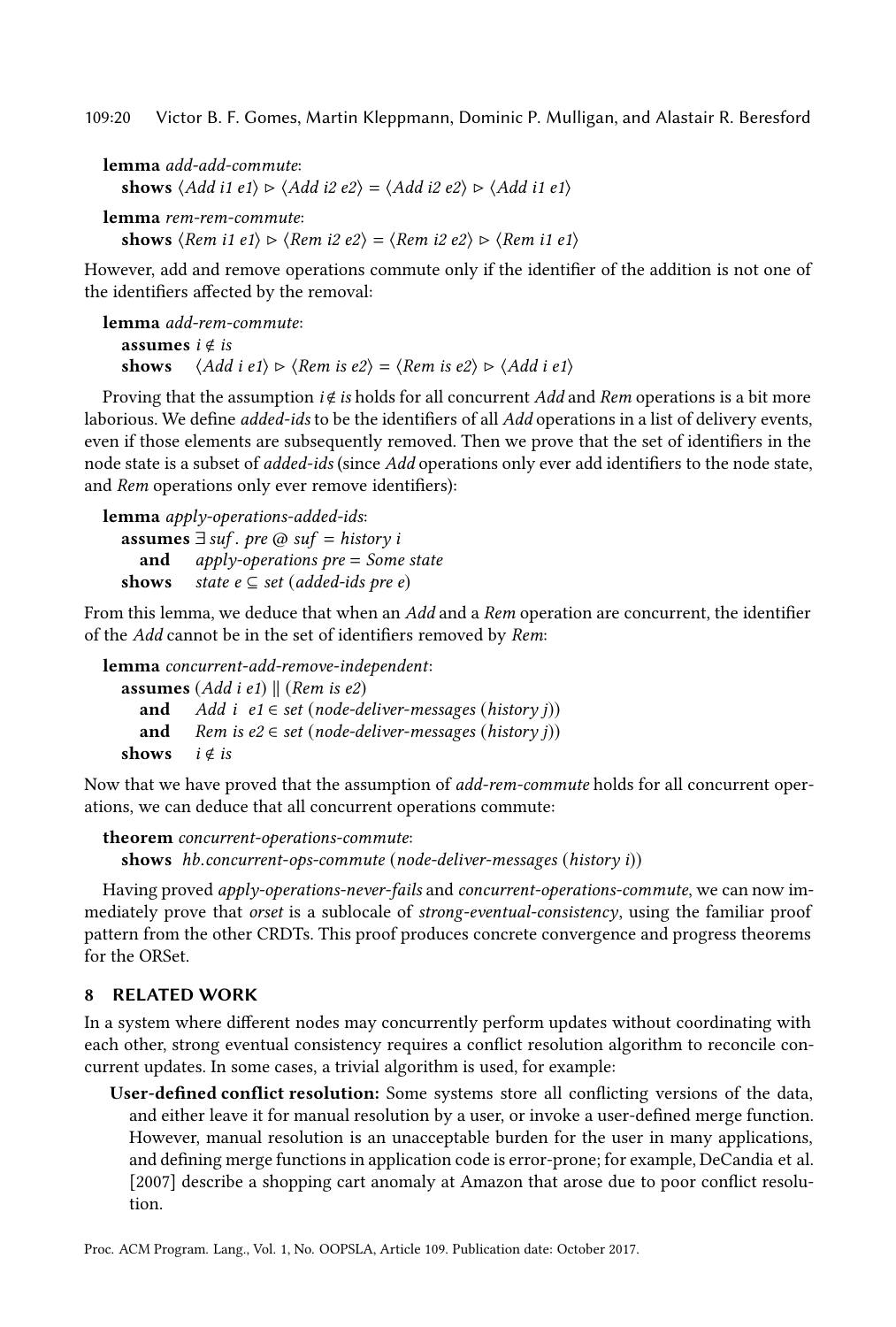**lemma** *add-add-commute*:
  **shows** $\langle Add\ i1\ e1\rangle \rhd \langle Add\ i2\ e2\rangle = \langle Add\ i2\ e2\rangle \rhd \langle Add\ i1\ e1\rangle$

**lemma** *rem-rem-commute*:
  **shows** $\langle Rem\ i1\ e1\rangle \rhd \langle Rem\ i2\ e2\rangle = \langle Rem\ i2\ e2\rangle \rhd \langle Rem\ i1\ e1\rangle$

However, add and remove operations commute only if the identifier of the addition is not one of the identifiers affected by the removal:

**lemma** *add-rem-commute*:
  **assumes** $i \notin is$
  **shows** $\langle Add\ i\ e1\rangle \rhd \langle Rem\ is\ e2\rangle = \langle Rem\ is\ e2\rangle \rhd \langle Add\ i\ e1\rangle$

Proving that the assumption $i \notin is$ holds for all concurrent *Add* and *Rem* operations is a bit more laborious. We define *added-ids* to be the identifiers of all *Add* operations in a list of delivery events, even if those elements are subsequently removed. Then we prove that the set of identifiers in the node state is a subset of *added-ids* (since *Add* operations only ever add identifiers to the node state, and *Rem* operations only ever remove identifiers):

**lemma** *apply-operations-added-ids*:
  **assumes** $\exists\, suf.\ pre\ @\ suf = history\ i$
    **and** $apply\text{-}operations\ pre = Some\ state$
  **shows** $state\ e \subseteq set\ (added\text{-}ids\ pre\ e)$

From this lemma, we deduce that when an *Add* and a *Rem* operation are concurrent, the identifier of the *Add* cannot be in the set of identifiers removed by *Rem*:

**lemma** *concurrent-add-remove-independent*:
  **assumes** $(Add\ i\ e1) \parallel (Rem\ is\ e2)$
    **and** $Add\ i\ \ e1 \in set\ (node\text{-}deliver\text{-}messages\ (history\ j))$
    **and** $Rem\ is\ e2 \in set\ (node\text{-}deliver\text{-}messages\ (history\ j))$
  **shows** $i \notin is$

Now that we have proved that the assumption of *add-rem-commute* holds for all concurrent operations, we can deduce that all concurrent operations commute:

**theorem** *concurrent-operations-commute*:
  **shows** $hb.concurrent\text{-}ops\text{-}commute\ (node\text{-}deliver\text{-}messages\ (history\ i))$

Having proved *apply-operations-never-fails* and *concurrent-operations-commute*, we can now immediately prove that *orset* is a sublocale of *strong-eventual-consistency*, using the familiar proof pattern from the other CRDTs. This proof produces concrete convergence and progress theorems for the ORSet.

## 8 RELATED WORK

In a system where different nodes may concurrently perform updates without coordinating with each other, strong eventual consistency requires a conflict resolution algorithm to reconcile concurrent updates. In some cases, a trivial algorithm is used, for example:

- **User-defined conflict resolution:** Some systems store all conflicting versions of the data, and either leave it for manual resolution by a user, or invoke a user-defined merge function. However, manual resolution is an unacceptable burden for the user in many applications, and defining merge functions in application code is error-prone; for example, DeCandia et al. [2007] describe a shopping cart anomaly at Amazon that arose due to poor conflict resolution.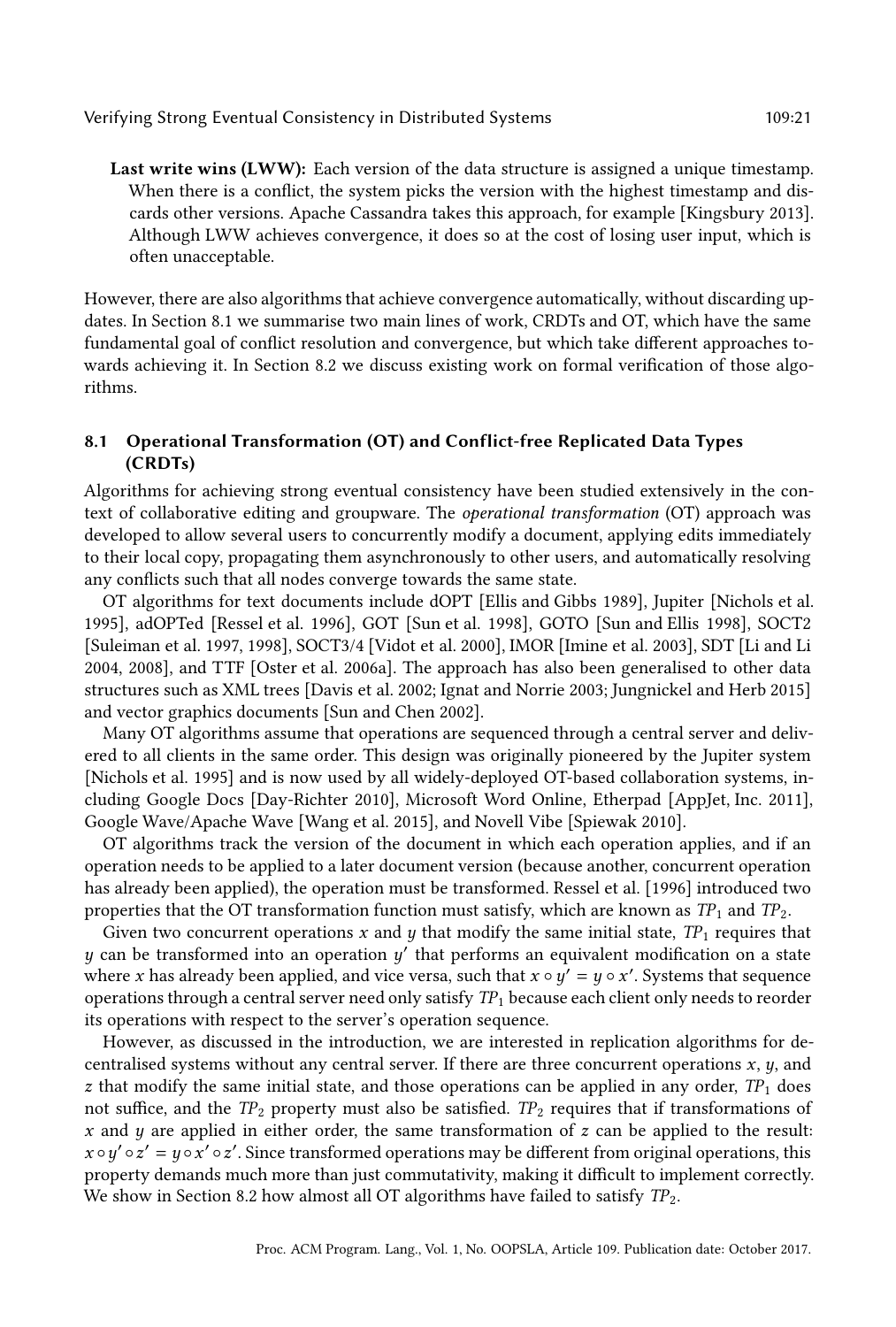**Last write wins (LWW):** Each version of the data structure is assigned a unique timestamp. When there is a conflict, the system picks the version with the highest timestamp and discards other versions. Apache Cassandra takes this approach, for example [Kingsbury 2013]. Although LWW achieves convergence, it does so at the cost of losing user input, which is often unacceptable.

However, there are also algorithms that achieve convergence automatically, without discarding updates. In Section 8.1 we summarise two main lines of work, CRDTs and OT, which have the same fundamental goal of conflict resolution and convergence, but which take different approaches towards achieving it. In Section 8.2 we discuss existing work on formal verification of those algorithms.

## 8.1 Operational Transformation (OT) and Conflict-free Replicated Data Types (CRDTs)

Algorithms for achieving strong eventual consistency have been studied extensively in the context of collaborative editing and groupware. The *operational transformation* (OT) approach was developed to allow several users to concurrently modify a document, applying edits immediately to their local copy, propagating them asynchronously to other users, and automatically resolving any conflicts such that all nodes converge towards the same state.

OT algorithms for text documents include dOPT [Ellis and Gibbs 1989], Jupiter [Nichols et al. 1995], adOPTed [Ressel et al. 1996], GOT [Sun et al. 1998], GOTO [Sun and Ellis 1998], SOCT2 [Suleiman et al. 1997, 1998], SOCT3/4 [Vidot et al. 2000], IMOR [Imine et al. 2003], SDT [Li and Li 2004, 2008], and TTF [Oster et al. 2006a]. The approach has also been generalised to other data structures such as XML trees [Davis et al. 2002; Ignat and Norrie 2003; Jungnickel and Herb 2015] and vector graphics documents [Sun and Chen 2002].

Many OT algorithms assume that operations are sequenced through a central server and delivered to all clients in the same order. This design was originally pioneered by the Jupiter system [Nichols et al. 1995] and is now used by all widely-deployed OT-based collaboration systems, including Google Docs [Day-Richter 2010], Microsoft Word Online, Etherpad [AppJet, Inc. 2011], Google Wave/Apache Wave [Wang et al. 2015], and Novell Vibe [Spiewak 2010].

OT algorithms track the version of the document in which each operation applies, and if an operation needs to be applied to a later document version (because another, concurrent operation has already been applied), the operation must be transformed. Ressel et al. [1996] introduced two properties that the OT transformation function must satisfy, which are known as $TP_1$ and $TP_2$.

Given two concurrent operations $x$ and $y$ that modify the same initial state, $TP_1$ requires that $y$ can be transformed into an operation $y'$ that performs an equivalent modification on a state where $x$ has already been applied, and vice versa, such that $x \circ y' = y \circ x'$. Systems that sequence operations through a central server need only satisfy $TP_1$ because each client only needs to reorder its operations with respect to the server's operation sequence.

However, as discussed in the introduction, we are interested in replication algorithms for decentralised systems without any central server. If there are three concurrent operations $x$, $y$, and $z$ that modify the same initial state, and those operations can be applied in any order, $TP_1$ does not suffice, and the $TP_2$ property must also be satisfied. $TP_2$ requires that if transformations of $x$ and $y$ are applied in either order, the same transformation of $z$ can be applied to the result: $x \circ y' \circ z' = y \circ x' \circ z'$. Since transformed operations may be different from original operations, this property demands much more than just commutativity, making it difficult to implement correctly. We show in Section 8.2 how almost all OT algorithms have failed to satisfy $TP_2$.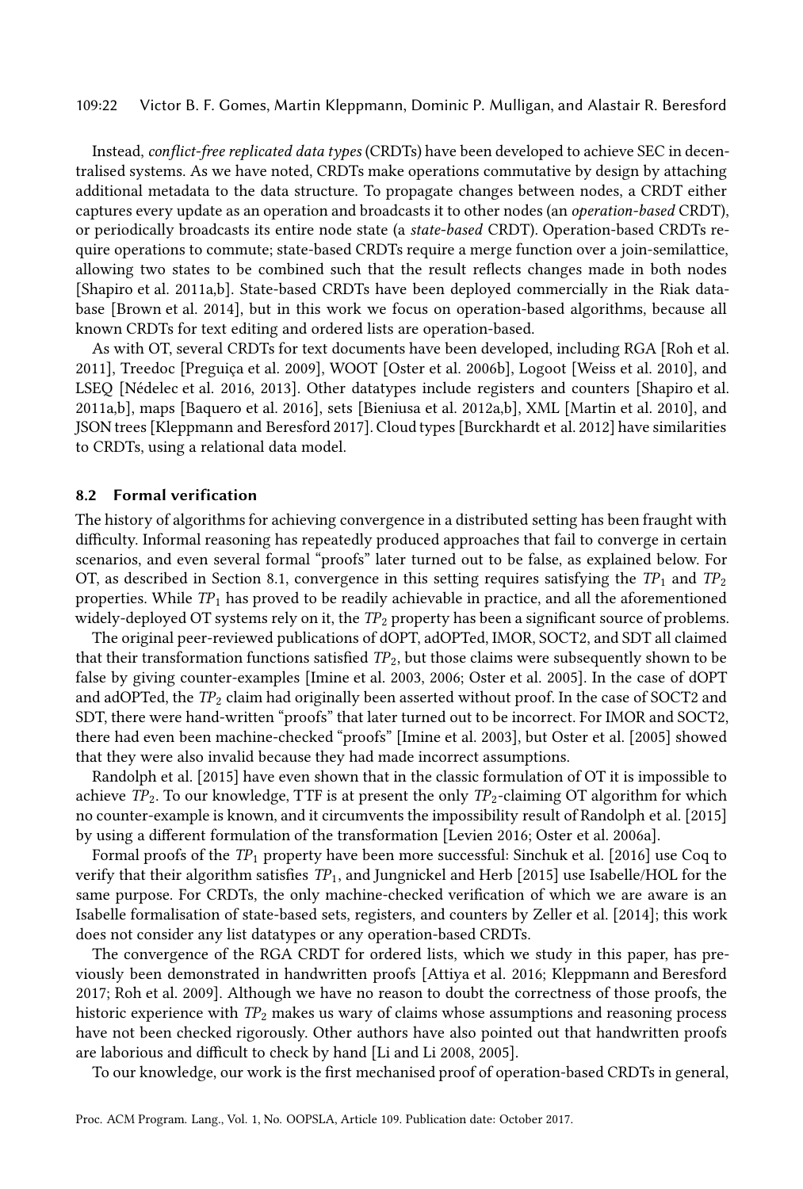Instead, *conflict-free replicated data types* (CRDTs) have been developed to achieve SEC in decentralised systems. As we have noted, CRDTs make operations commutative by design by attaching additional metadata to the data structure. To propagate changes between nodes, a CRDT either captures every update as an operation and broadcasts it to other nodes (an *operation-based* CRDT), or periodically broadcasts its entire node state (a *state-based* CRDT). Operation-based CRDTs require operations to commute; state-based CRDTs require a merge function over a join-semilattice, allowing two states to be combined such that the result reflects changes made in both nodes [Shapiro et al. 2011a,b]. State-based CRDTs have been deployed commercially in the Riak database [Brown et al. 2014], but in this work we focus on operation-based algorithms, because all known CRDTs for text editing and ordered lists are operation-based.

As with OT, several CRDTs for text documents have been developed, including RGA [Roh et al. 2011], Treedoc [Preguiça et al. 2009], WOOT [Oster et al. 2006b], Logoot [Weiss et al. 2010], and LSEQ [Nédelec et al. 2016, 2013]. Other datatypes include registers and counters [Shapiro et al. 2011a,b], maps [Baquero et al. 2016], sets [Bieniusa et al. 2012a,b], XML [Martin et al. 2010], and JSON trees [Kleppmann and Beresford 2017]. Cloud types [Burckhardt et al. 2012] have similarities to CRDTs, using a relational data model.

### 8.2 Formal verification

The history of algorithms for achieving convergence in a distributed setting has been fraught with difficulty. Informal reasoning has repeatedly produced approaches that fail to converge in certain scenarios, and even several formal "proofs" later turned out to be false, as explained below. For OT, as described in Section 8.1, convergence in this setting requires satisfying the $TP_1$ and $TP_2$ properties. While $TP_1$ has proved to be readily achievable in practice, and all the aforementioned widely-deployed OT systems rely on it, the $TP_2$ property has been a significant source of problems.

The original peer-reviewed publications of dOPT, adOPTed, IMOR, SOCT2, and SDT all claimed that their transformation functions satisfied $TP_2$, but those claims were subsequently shown to be false by giving counter-examples [Imine et al. 2003, 2006; Oster et al. 2005]. In the case of dOPT and adOPTed, the $TP_2$ claim had originally been asserted without proof. In the case of SOCT2 and SDT, there were hand-written "proofs" that later turned out to be incorrect. For IMOR and SOCT2, there had even been machine-checked "proofs" [Imine et al. 2003], but Oster et al. [2005] showed that they were also invalid because they had made incorrect assumptions.

Randolph et al. [2015] have even shown that in the classic formulation of OT it is impossible to achieve $TP_2$. To our knowledge, TTF is at present the only $TP_2$-claiming OT algorithm for which no counter-example is known, and it circumvents the impossibility result of Randolph et al. [2015] by using a different formulation of the transformation [Levien 2016; Oster et al. 2006a].

Formal proofs of the $TP_1$ property have been more successful: Sinchuk et al. [2016] use Coq to verify that their algorithm satisfies $TP_1$, and Jungnickel and Herb [2015] use Isabelle/HOL for the same purpose. For CRDTs, the only machine-checked verification of which we are aware is an Isabelle formalisation of state-based sets, registers, and counters by Zeller et al. [2014]; this work does not consider any list datatypes or any operation-based CRDTs.

The convergence of the RGA CRDT for ordered lists, which we study in this paper, has previously been demonstrated in handwritten proofs [Attiya et al. 2016; Kleppmann and Beresford 2017; Roh et al. 2009]. Although we have no reason to doubt the correctness of those proofs, the historic experience with $TP_2$ makes us wary of claims whose assumptions and reasoning process have not been checked rigorously. Other authors have also pointed out that handwritten proofs are laborious and difficult to check by hand [Li and Li 2008, 2005].

To our knowledge, our work is the first mechanised proof of operation-based CRDTs in general,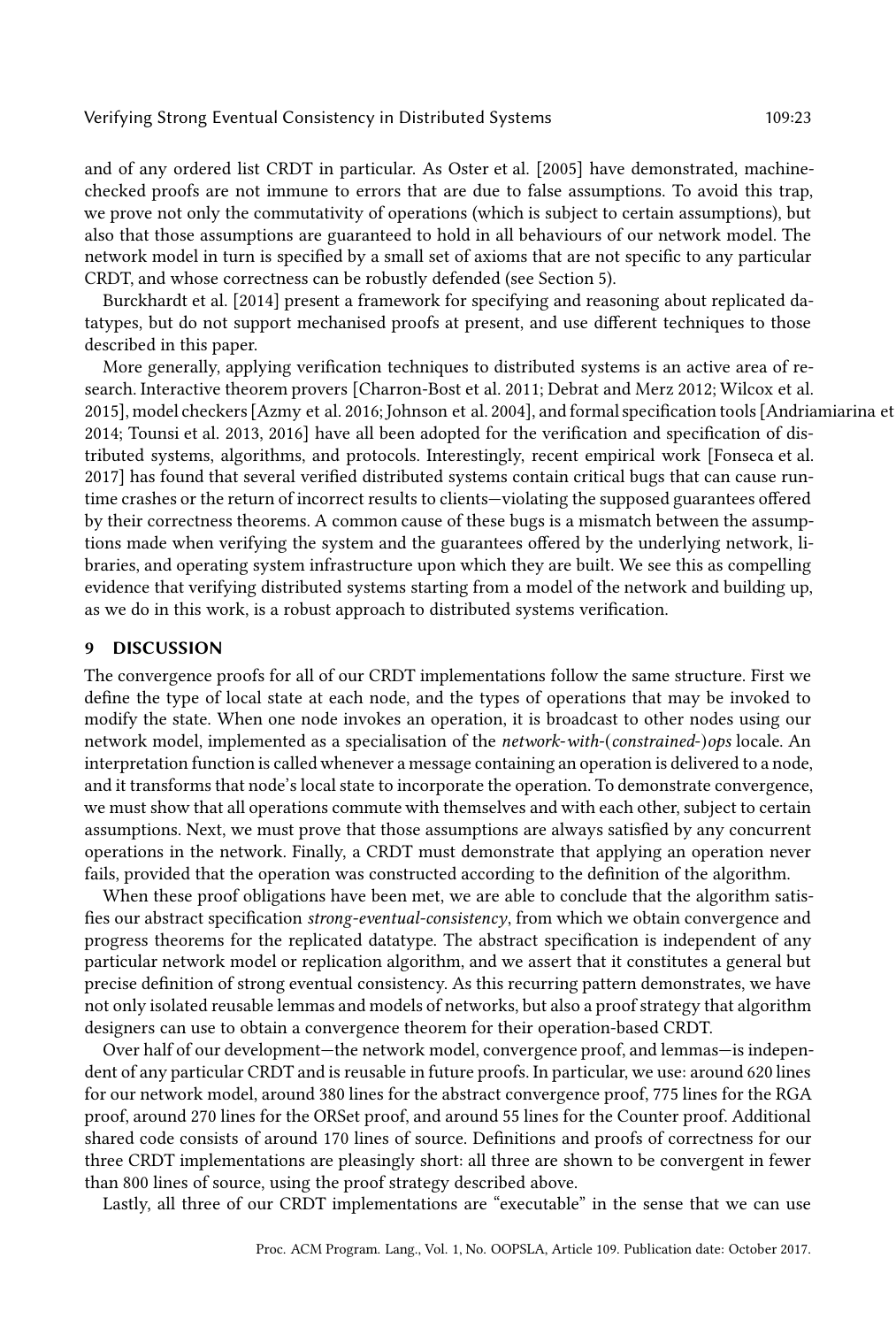and of any ordered list CRDT in particular. As Oster et al. [2005] have demonstrated, machine-checked proofs are not immune to errors that are due to false assumptions. To avoid this trap, we prove not only the commutativity of operations (which is subject to certain assumptions), but also that those assumptions are guaranteed to hold in all behaviours of our network model. The network model in turn is specified by a small set of axioms that are not specific to any particular CRDT, and whose correctness can be robustly defended (see Section 5).

Burckhardt et al. [2014] present a framework for specifying and reasoning about replicated datatypes, but do not support mechanised proofs at present, and use different techniques to those described in this paper.

More generally, applying verification techniques to distributed systems is an active area of research. Interactive theorem provers [Charron-Bost et al. 2011; Debrat and Merz 2012; Wilcox et al. 2015], model checkers [Azmy et al. 2016; Johnson et al. 2004], and formal specification tools [Andriamiarina et al. 2014; Tounsi et al. 2013, 2016] have all been adopted for the verification and specification of distributed systems, algorithms, and protocols. Interestingly, recent empirical work [Fonseca et al. 2017] has found that several verified distributed systems contain critical bugs that can cause runtime crashes or the return of incorrect results to clients—violating the supposed guarantees offered by their correctness theorems. A common cause of these bugs is a mismatch between the assumptions made when verifying the system and the guarantees offered by the underlying network, libraries, and operating system infrastructure upon which they are built. We see this as compelling evidence that verifying distributed systems starting from a model of the network and building up, as we do in this work, is a robust approach to distributed systems verification.

# 9 DISCUSSION

The convergence proofs for all of our CRDT implementations follow the same structure. First we define the type of local state at each node, and the types of operations that may be invoked to modify the state. When one node invokes an operation, it is broadcast to other nodes using our network model, implemented as a specialisation of the *network-with-(constrained-)ops* locale. An interpretation function is called whenever a message containing an operation is delivered to a node, and it transforms that node's local state to incorporate the operation. To demonstrate convergence, we must show that all operations commute with themselves and with each other, subject to certain assumptions. Next, we must prove that those assumptions are always satisfied by any concurrent operations in the network. Finally, a CRDT must demonstrate that applying an operation never fails, provided that the operation was constructed according to the definition of the algorithm.

When these proof obligations have been met, we are able to conclude that the algorithm satisfies our abstract specification *strong-eventual-consistency*, from which we obtain convergence and progress theorems for the replicated datatype. The abstract specification is independent of any particular network model or replication algorithm, and we assert that it constitutes a general but precise definition of strong eventual consistency. As this recurring pattern demonstrates, we have not only isolated reusable lemmas and models of networks, but also a proof strategy that algorithm designers can use to obtain a convergence theorem for their operation-based CRDT.

Over half of our development—the network model, convergence proof, and lemmas—is independent of any particular CRDT and is reusable in future proofs. In particular, we use: around 620 lines for our network model, around 380 lines for the abstract convergence proof, 775 lines for the RGA proof, around 270 lines for the ORSet proof, and around 55 lines for the Counter proof. Additional shared code consists of around 170 lines of source. Definitions and proofs of correctness for our three CRDT implementations are pleasingly short: all three are shown to be convergent in fewer than 800 lines of source, using the proof strategy described above.

Lastly, all three of our CRDT implementations are "executable" in the sense that we can use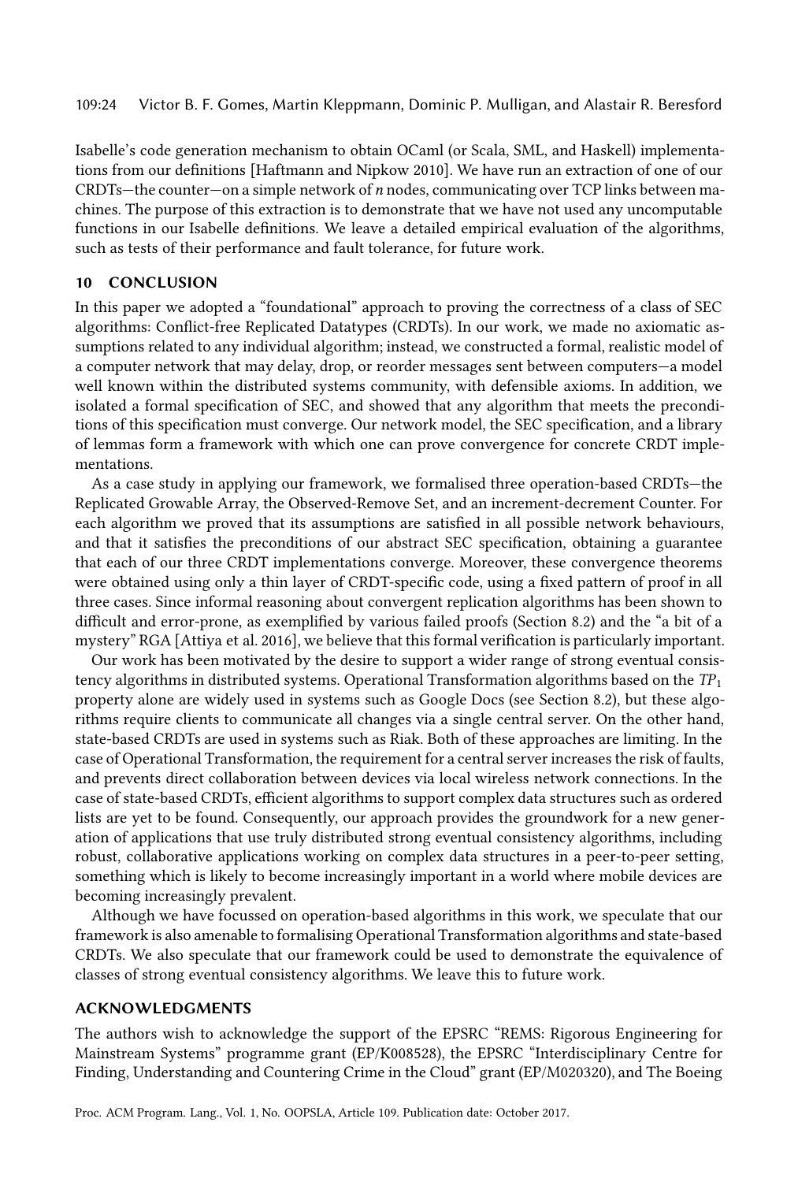Isabelle's code generation mechanism to obtain OCaml (or Scala, SML, and Haskell) implementations from our definitions [Haftmann and Nipkow 2010]. We have run an extraction of one of our CRDTs—the counter—on a simple network of *n* nodes, communicating over TCP links between machines. The purpose of this extraction is to demonstrate that we have not used any uncomputable functions in our Isabelle definitions. We leave a detailed empirical evaluation of the algorithms, such as tests of their performance and fault tolerance, for future work.

## 10 CONCLUSION

In this paper we adopted a "foundational" approach to proving the correctness of a class of SEC algorithms: Conflict-free Replicated Datatypes (CRDTs). In our work, we made no axiomatic assumptions related to any individual algorithm; instead, we constructed a formal, realistic model of a computer network that may delay, drop, or reorder messages sent between computers—a model well known within the distributed systems community, with defensible axioms. In addition, we isolated a formal specification of SEC, and showed that any algorithm that meets the preconditions of this specification must converge. Our network model, the SEC specification, and a library of lemmas form a framework with which one can prove convergence for concrete CRDT implementations.

As a case study in applying our framework, we formalised three operation-based CRDTs—the Replicated Growable Array, the Observed-Remove Set, and an increment-decrement Counter. For each algorithm we proved that its assumptions are satisfied in all possible network behaviours, and that it satisfies the preconditions of our abstract SEC specification, obtaining a guarantee that each of our three CRDT implementations converge. Moreover, these convergence theorems were obtained using only a thin layer of CRDT-specific code, using a fixed pattern of proof in all three cases. Since informal reasoning about convergent replication algorithms has been shown to difficult and error-prone, as exemplified by various failed proofs (Section 8.2) and the "a bit of a mystery" RGA [Attiya et al. 2016], we believe that this formal verification is particularly important.

Our work has been motivated by the desire to support a wider range of strong eventual consistency algorithms in distributed systems. Operational Transformation algorithms based on the $TP_1$ property alone are widely used in systems such as Google Docs (see Section 8.2), but these algorithms require clients to communicate all changes via a single central server. On the other hand, state-based CRDTs are used in systems such as Riak. Both of these approaches are limiting. In the case of Operational Transformation, the requirement for a central server increases the risk of faults, and prevents direct collaboration between devices via local wireless network connections. In the case of state-based CRDTs, efficient algorithms to support complex data structures such as ordered lists are yet to be found. Consequently, our approach provides the groundwork for a new generation of applications that use truly distributed strong eventual consistency algorithms, including robust, collaborative applications working on complex data structures in a peer-to-peer setting, something which is likely to become increasingly important in a world where mobile devices are becoming increasingly prevalent.

Although we have focussed on operation-based algorithms in this work, we speculate that our framework is also amenable to formalising Operational Transformation algorithms and state-based CRDTs. We also speculate that our framework could be used to demonstrate the equivalence of classes of strong eventual consistency algorithms. We leave this to future work.

## ACKNOWLEDGMENTS

The authors wish to acknowledge the support of the EPSRC "REMS: Rigorous Engineering for Mainstream Systems" programme grant (EP/K008528), the EPSRC "Interdisciplinary Centre for Finding, Understanding and Countering Crime in the Cloud" grant (EP/M020320), and The Boeing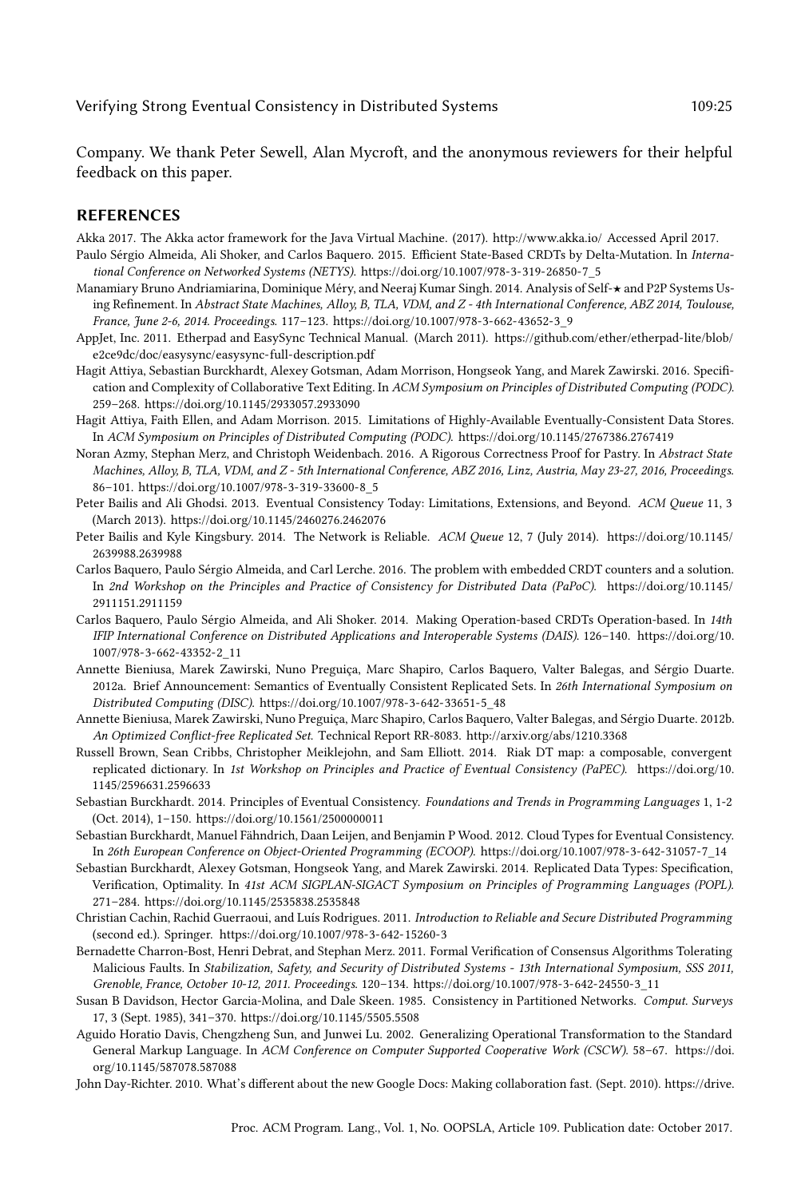Company. We thank Peter Sewell, Alan Mycroft, and the anonymous reviewers for their helpful feedback on this paper.

## REFERENCES

Akka 2017. The Akka actor framework for the Java Virtual Machine. (2017). http://www.akka.io/ Accessed April 2017.

Paulo Sérgio Almeida, Ali Shoker, and Carlos Baquero. 2015. Efficient State-Based CRDTs by Delta-Mutation. In *International Conference on Networked Systems (NETYS).* https://doi.org/10.1007/978-3-319-26850-7_5

Manamiary Bruno Andriamiarina, Dominique Méry, and Neeraj Kumar Singh. 2014. Analysis of Self-★ and P2P Systems Using Refinement. In *Abstract State Machines, Alloy, B, TLA, VDM, and Z - 4th International Conference, ABZ 2014, Toulouse, France, June 2-6, 2014. Proceedings.* 117–123. https://doi.org/10.1007/978-3-662-43652-3_9

AppJet, Inc. 2011. Etherpad and EasySync Technical Manual. (March 2011). https://github.com/ether/etherpad-lite/blob/e2ce9dc/doc/easysync/easysync-full-description.pdf

Hagit Attiya, Sebastian Burckhardt, Alexey Gotsman, Adam Morrison, Hongseok Yang, and Marek Zawirski. 2016. Specification and Complexity of Collaborative Text Editing. In *ACM Symposium on Principles of Distributed Computing (PODC).* 259–268. https://doi.org/10.1145/2933057.2933090

Hagit Attiya, Faith Ellen, and Adam Morrison. 2015. Limitations of Highly-Available Eventually-Consistent Data Stores. In *ACM Symposium on Principles of Distributed Computing (PODC).* https://doi.org/10.1145/2767386.2767419

Noran Azmy, Stephan Merz, and Christoph Weidenbach. 2016. A Rigorous Correctness Proof for Pastry. In *Abstract State Machines, Alloy, B, TLA, VDM, and Z - 5th International Conference, ABZ 2016, Linz, Austria, May 23-27, 2016, Proceedings.* 86–101. https://doi.org/10.1007/978-3-319-33600-8_5

Peter Bailis and Ali Ghodsi. 2013. Eventual Consistency Today: Limitations, Extensions, and Beyond. *ACM Queue* 11, 3 (March 2013). https://doi.org/10.1145/2460276.2462076

Peter Bailis and Kyle Kingsbury. 2014. The Network is Reliable. *ACM Queue* 12, 7 (July 2014). https://doi.org/10.1145/2639988.2639988

Carlos Baquero, Paulo Sérgio Almeida, and Carl Lerche. 2016. The problem with embedded CRDT counters and a solution. In *2nd Workshop on the Principles and Practice of Consistency for Distributed Data (PaPoC).* https://doi.org/10.1145/2911151.2911159

Carlos Baquero, Paulo Sérgio Almeida, and Ali Shoker. 2014. Making Operation-based CRDTs Operation-based. In *14th IFIP International Conference on Distributed Applications and Interoperable Systems (DAIS).* 126–140. https://doi.org/10.1007/978-3-662-43352-2_11

Annette Bieniusa, Marek Zawirski, Nuno Preguiça, Marc Shapiro, Carlos Baquero, Valter Balegas, and Sérgio Duarte. 2012a. Brief Announcement: Semantics of Eventually Consistent Replicated Sets. In *26th International Symposium on Distributed Computing (DISC).* https://doi.org/10.1007/978-3-642-33651-5_48

Annette Bieniusa, Marek Zawirski, Nuno Preguiça, Marc Shapiro, Carlos Baquero, Valter Balegas, and Sérgio Duarte. 2012b. *An Optimized Conflict-free Replicated Set.* Technical Report RR-8083. http://arxiv.org/abs/1210.3368

Russell Brown, Sean Cribbs, Christopher Meiklejohn, and Sam Elliott. 2014. Riak DT map: a composable, convergent replicated dictionary. In *1st Workshop on Principles and Practice of Eventual Consistency (PaPEC).* https://doi.org/10.1145/2596631.2596633

Sebastian Burckhardt. 2014. Principles of Eventual Consistency. *Foundations and Trends in Programming Languages* 1, 1-2 (Oct. 2014), 1–150. https://doi.org/10.1561/2500000011

Sebastian Burckhardt, Manuel Fähndrich, Daan Leijen, and Benjamin P Wood. 2012. Cloud Types for Eventual Consistency. In *26th European Conference on Object-Oriented Programming (ECOOP).* https://doi.org/10.1007/978-3-642-31057-7_14

Sebastian Burckhardt, Alexey Gotsman, Hongseok Yang, and Marek Zawirski. 2014. Replicated Data Types: Specification, Verification, Optimality. In *41st ACM SIGPLAN-SIGACT Symposium on Principles of Programming Languages (POPL).* 271–284. https://doi.org/10.1145/2535838.2535848

Christian Cachin, Rachid Guerraoui, and Luís Rodrigues. 2011. *Introduction to Reliable and Secure Distributed Programming* (second ed.). Springer. https://doi.org/10.1007/978-3-642-15260-3

Bernadette Charron-Bost, Henri Debrat, and Stephan Merz. 2011. Formal Verification of Consensus Algorithms Tolerating Malicious Faults. In *Stabilization, Safety, and Security of Distributed Systems - 13th International Symposium, SSS 2011, Grenoble, France, October 10-12, 2011. Proceedings.* 120–134. https://doi.org/10.1007/978-3-642-24550-3_11

Susan B Davidson, Hector Garcia-Molina, and Dale Skeen. 1985. Consistency in Partitioned Networks. *Comput. Surveys* 17, 3 (Sept. 1985), 341–370. https://doi.org/10.1145/5505.5508

Aguido Horatio Davis, Chengzheng Sun, and Junwei Lu. 2002. Generalizing Operational Transformation to the Standard General Markup Language. In *ACM Conference on Computer Supported Cooperative Work (CSCW).* 58–67. https://doi.org/10.1145/587078.587088

John Day-Richter. 2010. What's different about the new Google Docs: Making collaboration fast. (Sept. 2010). https://drive.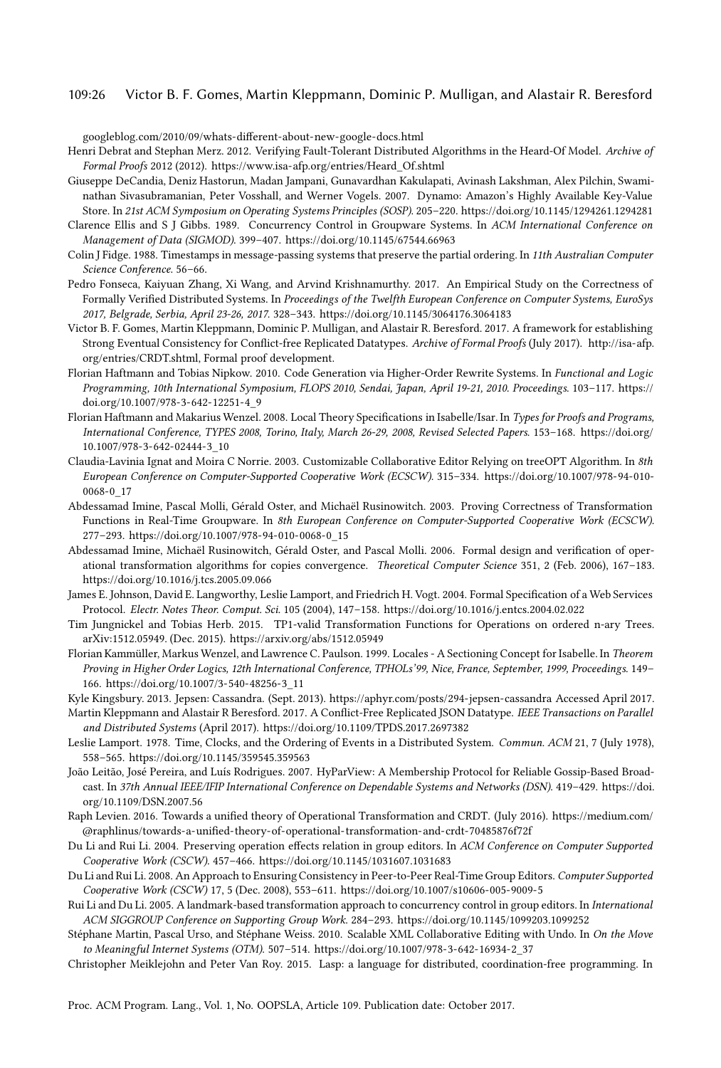googleblog.com/2010/09/whats-different-about-new-google-docs.html

Henri Debrat and Stephan Merz. 2012. Verifying Fault-Tolerant Distributed Algorithms in the Heard-Of Model. *Archive of Formal Proofs* 2012 (2012). https://www.isa-afp.org/entries/Heard_Of.shtml

Giuseppe DeCandia, Deniz Hastorun, Madan Jampani, Gunavardhan Kakulapati, Avinash Lakshman, Alex Pilchin, Swaminathan Sivasubramanian, Peter Vosshall, and Werner Vogels. 2007. Dynamo: Amazon's Highly Available Key-Value Store. In *21st ACM Symposium on Operating Systems Principles (SOSP)*. 205–220. https://doi.org/10.1145/1294261.1294281

Clarence Ellis and S J Gibbs. 1989. Concurrency Control in Groupware Systems. In *ACM International Conference on Management of Data (SIGMOD)*. 399–407. https://doi.org/10.1145/67544.66963

Colin J Fidge. 1988. Timestamps in message-passing systems that preserve the partial ordering. In *11th Australian Computer Science Conference*. 56–66.

Pedro Fonseca, Kaiyuan Zhang, Xi Wang, and Arvind Krishnamurthy. 2017. An Empirical Study on the Correctness of Formally Verified Distributed Systems. In *Proceedings of the Twelfth European Conference on Computer Systems, EuroSys 2017, Belgrade, Serbia, April 23-26, 2017*. 328–343. https://doi.org/10.1145/3064176.3064183

Victor B. F. Gomes, Martin Kleppmann, Dominic P. Mulligan, and Alastair R. Beresford. 2017. A framework for establishing Strong Eventual Consistency for Conflict-free Replicated Datatypes. *Archive of Formal Proofs* (July 2017). http://isa-afp.org/entries/CRDT.shtml, Formal proof development.

Florian Haftmann and Tobias Nipkow. 2010. Code Generation via Higher-Order Rewrite Systems. In *Functional and Logic Programming, 10th International Symposium, FLOPS 2010, Sendai, Japan, April 19-21, 2010. Proceedings*. 103–117. https://doi.org/10.1007/978-3-642-12251-4_9

Florian Haftmann and Makarius Wenzel. 2008. Local Theory Specifications in Isabelle/Isar. In *Types for Proofs and Programs, International Conference, TYPES 2008, Torino, Italy, March 26-29, 2008, Revised Selected Papers*. 153–168. https://doi.org/10.1007/978-3-642-02444-3_10

Claudia-Lavinia Ignat and Moira C Norrie. 2003. Customizable Collaborative Editor Relying on treeOPT Algorithm. In *8th European Conference on Computer-Supported Cooperative Work (ECSCW)*. 315–334. https://doi.org/10.1007/978-94-010-0068-0_17

Abdessamad Imine, Pascal Molli, Gérald Oster, and Michaël Rusinowitch. 2003. Proving Correctness of Transformation Functions in Real-Time Groupware. In *8th European Conference on Computer-Supported Cooperative Work (ECSCW)*. 277–293. https://doi.org/10.1007/978-94-010-0068-0_15

Abdessamad Imine, Michaël Rusinowitch, Gérald Oster, and Pascal Molli. 2006. Formal design and verification of operational transformation algorithms for copies convergence. *Theoretical Computer Science* 351, 2 (Feb. 2006), 167–183. https://doi.org/10.1016/j.tcs.2005.09.066

James E. Johnson, David E. Langworthy, Leslie Lamport, and Friedrich H. Vogt. 2004. Formal Specification of a Web Services Protocol. *Electr. Notes Theor. Comput. Sci.* 105 (2004), 147–158. https://doi.org/10.1016/j.entcs.2004.02.022

Tim Jungnickel and Tobias Herb. 2015. TP1-valid Transformation Functions for Operations on ordered n-ary Trees. arXiv:1512.05949. (Dec. 2015). https://arxiv.org/abs/1512.05949

Florian Kammüller, Markus Wenzel, and Lawrence C. Paulson. 1999. Locales - A Sectioning Concept for Isabelle. In *Theorem Proving in Higher Order Logics, 12th International Conference, TPHOLs'99, Nice, France, September, 1999, Proceedings*. 149–166. https://doi.org/10.1007/3-540-48256-3_11

Kyle Kingsbury. 2013. Jepsen: Cassandra. (Sept. 2013). https://aphyr.com/posts/294-jepsen-cassandra Accessed April 2017.

Martin Kleppmann and Alastair R Beresford. 2017. A Conflict-Free Replicated JSON Datatype. *IEEE Transactions on Parallel and Distributed Systems* (April 2017). https://doi.org/10.1109/TPDS.2017.2697382

Leslie Lamport. 1978. Time, Clocks, and the Ordering of Events in a Distributed System. *Commun. ACM* 21, 7 (July 1978), 558–565. https://doi.org/10.1145/359545.359563

João Leitão, José Pereira, and Luís Rodrigues. 2007. HyParView: A Membership Protocol for Reliable Gossip-Based Broadcast. In *37th Annual IEEE/IFIP International Conference on Dependable Systems and Networks (DSN)*. 419–429. https://doi.org/10.1109/DSN.2007.56

Raph Levien. 2016. Towards a unified theory of Operational Transformation and CRDT. (July 2016). https://medium.com/@raphlinus/towards-a-unified-theory-of-operational-transformation-and-crdt-70485876f72f

Du Li and Rui Li. 2004. Preserving operation effects relation in group editors. In *ACM Conference on Computer Supported Cooperative Work (CSCW)*. 457–466. https://doi.org/10.1145/1031607.1031683

Du Li and Rui Li. 2008. An Approach to Ensuring Consistency in Peer-to-Peer Real-Time Group Editors. *Computer Supported Cooperative Work (CSCW)* 17, 5 (Dec. 2008), 553–611. https://doi.org/10.1007/s10606-005-9009-5

Rui Li and Du Li. 2005. A landmark-based transformation approach to concurrency control in group editors. In *International ACM SIGGROUP Conference on Supporting Group Work*. 284–293. https://doi.org/10.1145/1099203.1099252

Stéphane Martin, Pascal Urso, and Stéphane Weiss. 2010. Scalable XML Collaborative Editing with Undo. In *On the Move to Meaningful Internet Systems (OTM)*. 507–514. https://doi.org/10.1007/978-3-642-16934-2_37

Christopher Meiklejohn and Peter Van Roy. 2015. Lasp: a language for distributed, coordination-free programming. In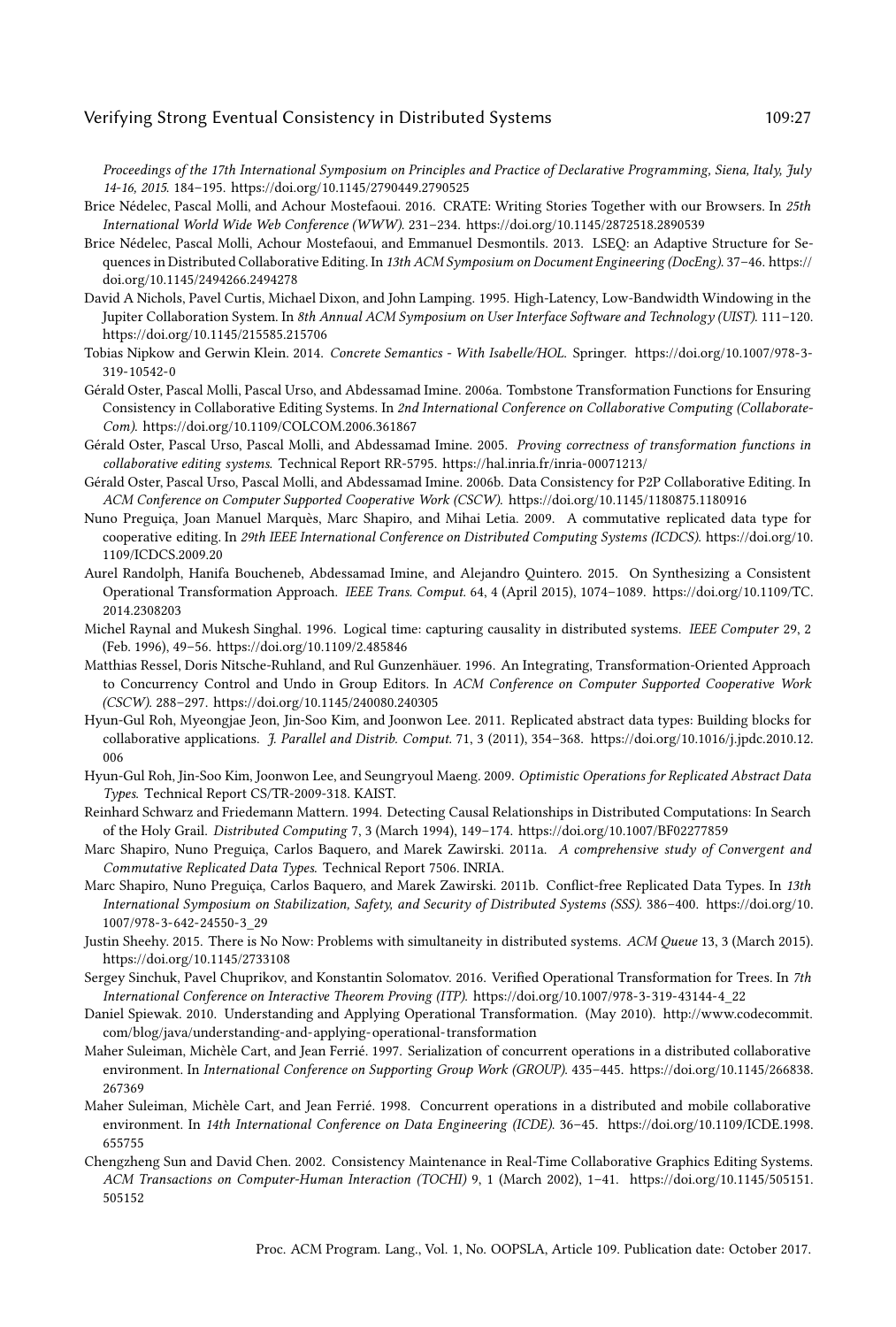*Proceedings of the 17th International Symposium on Principles and Practice of Declarative Programming, Siena, Italy, July 14-16, 2015*. 184–195. https://doi.org/10.1145/2790449.2790525

Brice Nédelec, Pascal Molli, and Achour Mostefaoui. 2016. CRATE: Writing Stories Together with our Browsers. In *25th International World Wide Web Conference (WWW)*. 231–234. https://doi.org/10.1145/2872518.2890539

Brice Nédelec, Pascal Molli, Achour Mostefaoui, and Emmanuel Desmontils. 2013. LSEQ: an Adaptive Structure for Sequences in Distributed Collaborative Editing. In *13th ACM Symposium on Document Engineering (DocEng)*. 37–46. https://doi.org/10.1145/2494266.2494278

David A Nichols, Pavel Curtis, Michael Dixon, and John Lamping. 1995. High-Latency, Low-Bandwidth Windowing in the Jupiter Collaboration System. In *8th Annual ACM Symposium on User Interface Software and Technology (UIST)*. 111–120. https://doi.org/10.1145/215585.215706

Tobias Nipkow and Gerwin Klein. 2014. *Concrete Semantics - With Isabelle/HOL*. Springer. https://doi.org/10.1007/978-3-319-10542-0

Gérald Oster, Pascal Molli, Pascal Urso, and Abdessamad Imine. 2006a. Tombstone Transformation Functions for Ensuring Consistency in Collaborative Editing Systems. In *2nd International Conference on Collaborative Computing (Collaborate-Com)*. https://doi.org/10.1109/COLCOM.2006.361867

Gérald Oster, Pascal Urso, Pascal Molli, and Abdessamad Imine. 2005. *Proving correctness of transformation functions in collaborative editing systems*. Technical Report RR-5795. https://hal.inria.fr/inria-00071213/

Gérald Oster, Pascal Urso, Pascal Molli, and Abdessamad Imine. 2006b. Data Consistency for P2P Collaborative Editing. In *ACM Conference on Computer Supported Cooperative Work (CSCW)*. https://doi.org/10.1145/1180875.1180916

Nuno Preguiça, Joan Manuel Marquès, Marc Shapiro, and Mihai Letia. 2009. A commutative replicated data type for cooperative editing. In *29th IEEE International Conference on Distributed Computing Systems (ICDCS)*. https://doi.org/10.1109/ICDCS.2009.20

Aurel Randolph, Hanifa Boucheneb, Abdessamad Imine, and Alejandro Quintero. 2015. On Synthesizing a Consistent Operational Transformation Approach. *IEEE Trans. Comput.* 64, 4 (April 2015), 1074–1089. https://doi.org/10.1109/TC.2014.2308203

Michel Raynal and Mukesh Singhal. 1996. Logical time: capturing causality in distributed systems. *IEEE Computer* 29, 2 (Feb. 1996), 49–56. https://doi.org/10.1109/2.485846

Matthias Ressel, Doris Nitsche-Ruhland, and Rul Gunzenhäuer. 1996. An Integrating, Transformation-Oriented Approach to Concurrency Control and Undo in Group Editors. In *ACM Conference on Computer Supported Cooperative Work (CSCW)*. 288–297. https://doi.org/10.1145/240080.240305

Hyun-Gul Roh, Myeongjae Jeon, Jin-Soo Kim, and Joonwon Lee. 2011. Replicated abstract data types: Building blocks for collaborative applications. *J. Parallel and Distrib. Comput.* 71, 3 (2011), 354–368. https://doi.org/10.1016/j.jpdc.2010.12.006

Hyun-Gul Roh, Jin-Soo Kim, Joonwon Lee, and Seungryoul Maeng. 2009. *Optimistic Operations for Replicated Abstract Data Types*. Technical Report CS/TR-2009-318. KAIST.

Reinhard Schwarz and Friedemann Mattern. 1994. Detecting Causal Relationships in Distributed Computations: In Search of the Holy Grail. *Distributed Computing* 7, 3 (March 1994), 149–174. https://doi.org/10.1007/BF02277859

Marc Shapiro, Nuno Preguiça, Carlos Baquero, and Marek Zawirski. 2011a. *A comprehensive study of Convergent and Commutative Replicated Data Types*. Technical Report 7506. INRIA.

Marc Shapiro, Nuno Preguiça, Carlos Baquero, and Marek Zawirski. 2011b. Conflict-free Replicated Data Types. In *13th International Symposium on Stabilization, Safety, and Security of Distributed Systems (SSS)*. 386–400. https://doi.org/10.1007/978-3-642-24550-3_29

Justin Sheehy. 2015. There is No Now: Problems with simultaneity in distributed systems. *ACM Queue* 13, 3 (March 2015). https://doi.org/10.1145/2733108

Sergey Sinchuk, Pavel Chuprikov, and Konstantin Solomatov. 2016. Verified Operational Transformation for Trees. In *7th International Conference on Interactive Theorem Proving (ITP)*. https://doi.org/10.1007/978-3-319-43144-4_22

Daniel Spiewak. 2010. Understanding and Applying Operational Transformation. (May 2010). http://www.codecommit.com/blog/java/understanding-and-applying-operational-transformation

Maher Suleiman, Michèle Cart, and Jean Ferrié. 1997. Serialization of concurrent operations in a distributed collaborative environment. In *International Conference on Supporting Group Work (GROUP)*. 435–445. https://doi.org/10.1145/266838.267369

Maher Suleiman, Michèle Cart, and Jean Ferrié. 1998. Concurrent operations in a distributed and mobile collaborative environment. In *14th International Conference on Data Engineering (ICDE)*. 36–45. https://doi.org/10.1109/ICDE.1998.655755

Chengzheng Sun and David Chen. 2002. Consistency Maintenance in Real-Time Collaborative Graphics Editing Systems. *ACM Transactions on Computer-Human Interaction (TOCHI)* 9, 1 (March 2002), 1–41. https://doi.org/10.1145/505151.505152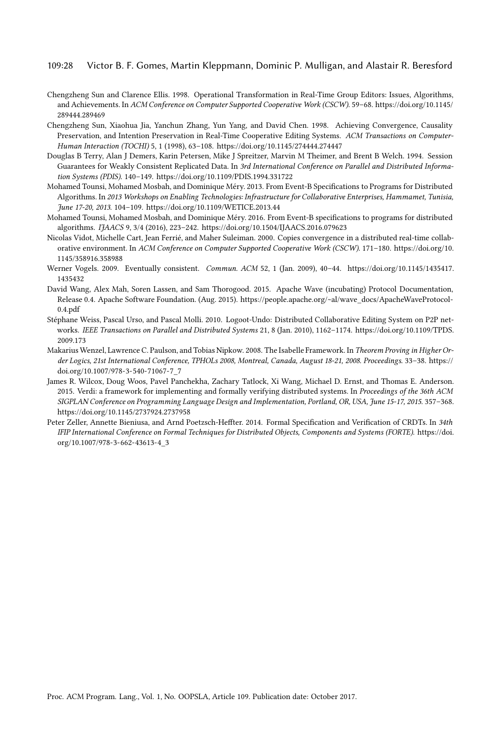Chengzheng Sun and Clarence Ellis. 1998. Operational Transformation in Real-Time Group Editors: Issues, Algorithms, and Achievements. In *ACM Conference on Computer Supported Cooperative Work (CSCW)*. 59–68. https://doi.org/10.1145/289444.289469

Chengzheng Sun, Xiaohua Jia, Yanchun Zhang, Yun Yang, and David Chen. 1998. Achieving Convergence, Causality Preservation, and Intention Preservation in Real-Time Cooperative Editing Systems. *ACM Transactions on Computer-Human Interaction (TOCHI)* 5, 1 (1998), 63–108. https://doi.org/10.1145/274444.274447

Douglas B Terry, Alan J Demers, Karin Petersen, Mike J Spreitzer, Marvin M Theimer, and Brent B Welch. 1994. Session Guarantees for Weakly Consistent Replicated Data. In *3rd International Conference on Parallel and Distributed Information Systems (PDIS)*. 140–149. https://doi.org/10.1109/PDIS.1994.331722

Mohamed Tounsi, Mohamed Mosbah, and Dominique Méry. 2013. From Event-B Specifications to Programs for Distributed Algorithms. In *2013 Workshops on Enabling Technologies: Infrastructure for Collaborative Enterprises, Hammamet, Tunisia, June 17-20, 2013*. 104–109. https://doi.org/10.1109/WETICE.2013.44

Mohamed Tounsi, Mohamed Mosbah, and Dominique Méry. 2016. From Event-B specifications to programs for distributed algorithms. *IJAACS* 9, 3/4 (2016), 223–242. https://doi.org/10.1504/IJAACS.2016.079623

Nicolas Vidot, Michelle Cart, Jean Ferrié, and Maher Suleiman. 2000. Copies convergence in a distributed real-time collaborative environment. In *ACM Conference on Computer Supported Cooperative Work (CSCW)*. 171–180. https://doi.org/10.1145/358916.358988

Werner Vogels. 2009. Eventually consistent. *Commun. ACM* 52, 1 (Jan. 2009), 40–44. https://doi.org/10.1145/1435417.1435432

David Wang, Alex Mah, Soren Lassen, and Sam Thorogood. 2015. Apache Wave (incubating) Protocol Documentation, Release 0.4. Apache Software Foundation. (Aug. 2015). https://people.apache.org/~al/wave_docs/ApacheWaveProtocol-0.4.pdf

Stéphane Weiss, Pascal Urso, and Pascal Molli. 2010. Logoot-Undo: Distributed Collaborative Editing System on P2P networks. *IEEE Transactions on Parallel and Distributed Systems* 21, 8 (Jan. 2010), 1162–1174. https://doi.org/10.1109/TPDS.2009.173

Makarius Wenzel, Lawrence C. Paulson, and Tobias Nipkow. 2008. The Isabelle Framework. In *Theorem Proving in Higher Order Logics, 21st International Conference, TPHOLs 2008, Montreal, Canada, August 18-21, 2008. Proceedings*. 33–38. https://doi.org/10.1007/978-3-540-71067-7_7

James R. Wilcox, Doug Woos, Pavel Panchekha, Zachary Tatlock, Xi Wang, Michael D. Ernst, and Thomas E. Anderson. 2015. Verdi: a framework for implementing and formally verifying distributed systems. In *Proceedings of the 36th ACM SIGPLAN Conference on Programming Language Design and Implementation, Portland, OR, USA, June 15-17, 2015*. 357–368. https://doi.org/10.1145/2737924.2737958

Peter Zeller, Annette Bieniusa, and Arnd Poetzsch-Heffter. 2014. Formal Specification and Verification of CRDTs. In *34th IFIP International Conference on Formal Techniques for Distributed Objects, Components and Systems (FORTE)*. https://doi.org/10.1007/978-3-662-43613-4_3